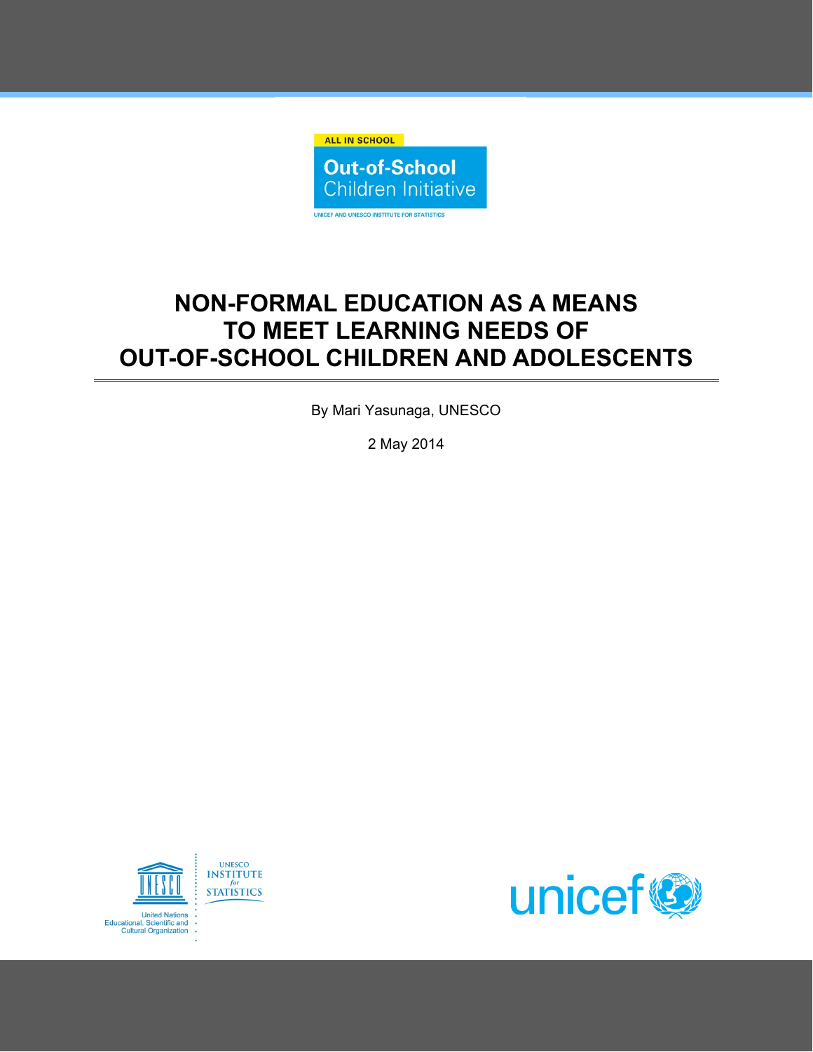ALL IN SCHOOL

**Out-of-School Children Initiative**

UNICEF AND UNESCO INSTITUTE FOR STATISTICS

# NON-FORMAL EDUCATION AS A MEANS TO MEET LEARNING NEEDS OF OUT-OF-SCHOOL CHILDREN AND ADOLESCENTS

By Mari Yasunaga, UNESCO

2 May 2014

UNESCO INSTITUTE for STATISTICS

United Nations Educational, Scientific and Cultural Organization

unicef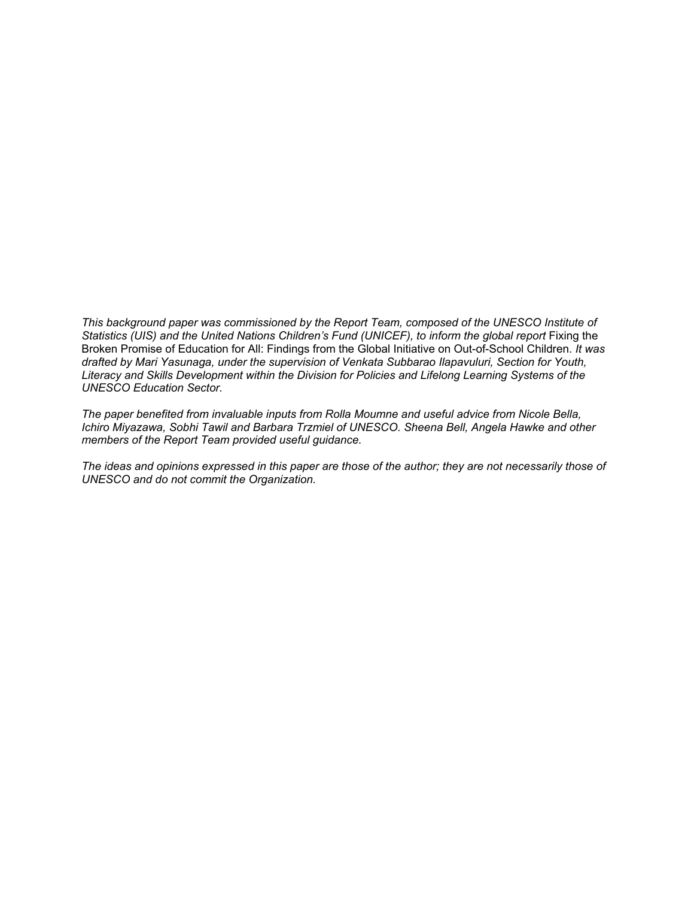*This background paper was commissioned by the Report Team, composed of the UNESCO Institute of Statistics (UIS) and the United Nations Children's Fund (UNICEF), to inform the global report* Fixing the Broken Promise of Education for All: Findings from the Global Initiative on Out-of-School Children. *It was drafted by Mari Yasunaga, under the supervision of Venkata Subbarao Ilapavuluri, Section for Youth, Literacy and Skills Development within the Division for Policies and Lifelong Learning Systems of the UNESCO Education Sector.*

*The paper benefited from invaluable inputs from Rolla Moumne and useful advice from Nicole Bella, Ichiro Miyazawa, Sobhi Tawil and Barbara Trzmiel of UNESCO. Sheena Bell, Angela Hawke and other members of the Report Team provided useful guidance.*

*The ideas and opinions expressed in this paper are those of the author; they are not necessarily those of UNESCO and do not commit the Organization.*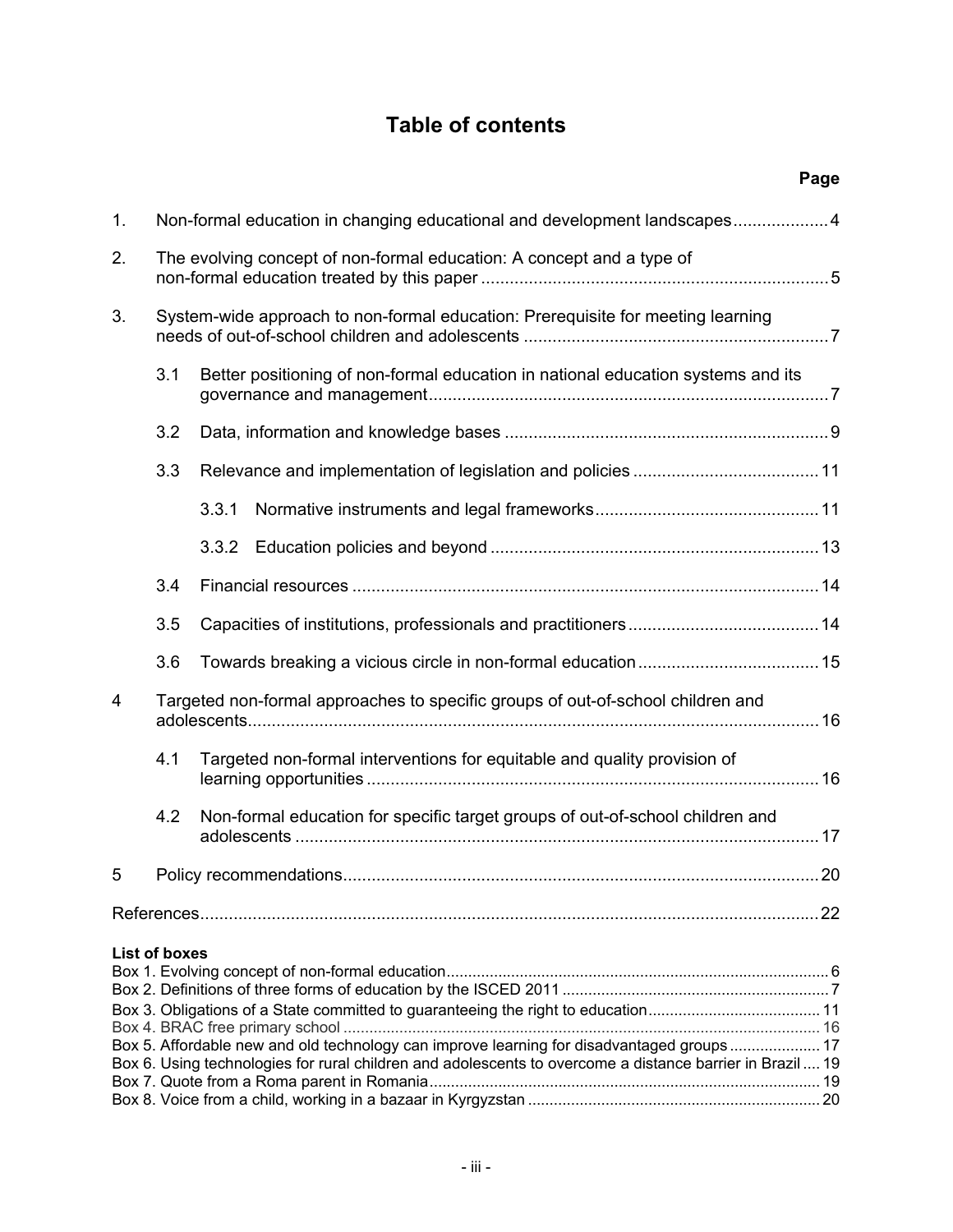# Table of contents

| | | | Page |
|---|---|---|---|
| 1. | Non-formal education in changing educational and development landscapes | | 4 |
| 2. | The evolving concept of non-formal education: A concept and a type of non-formal education treated by this paper | | 5 |
| 3. | System-wide approach to non-formal education: Prerequisite for meeting learning needs of out-of-school children and adolescents | | 7 |
| | 3.1 | Better positioning of non-formal education in national education systems and its governance and management | 7 |
| | 3.2 | Data, information and knowledge bases | 9 |
| | 3.3 | Relevance and implementation of legislation and policies | 11 |
| | | 3.3.1 Normative instruments and legal frameworks | 11 |
| | | 3.3.2 Education policies and beyond | 13 |
| | 3.4 | Financial resources | 14 |
| | 3.5 | Capacities of institutions, professionals and practitioners | 14 |
| | 3.6 | Towards breaking a vicious circle in non-formal education | 15 |
| 4 | Targeted non-formal approaches to specific groups of out-of-school children and adolescents | | 16 |
| | 4.1 | Targeted non-formal interventions for equitable and quality provision of learning opportunities | 16 |
| | 4.2 | Non-formal education for specific target groups of out-of-school children and adolescents | 17 |
| 5 | Policy recommendations | | 20 |
| References | | | 22 |

**List of boxes**

| | Page |
|---|---|
| Box 1. Evolving concept of non-formal education | 6 |
| Box 2. Definitions of three forms of education by the ISCED 2011 | 7 |
| Box 3. Obligations of a State committed to guaranteeing the right to education | 11 |
| Box 4. BRAC free primary school | 16 |
| Box 5. Affordable new and old technology can improve learning for disadvantaged groups | 17 |
| Box 6. Using technologies for rural children and adolescents to overcome a distance barrier in Brazil | 19 |
| Box 7. Quote from a Roma parent in Romania | 19 |
| Box 8. Voice from a child, working in a bazaar in Kyrgyzstan | 20 |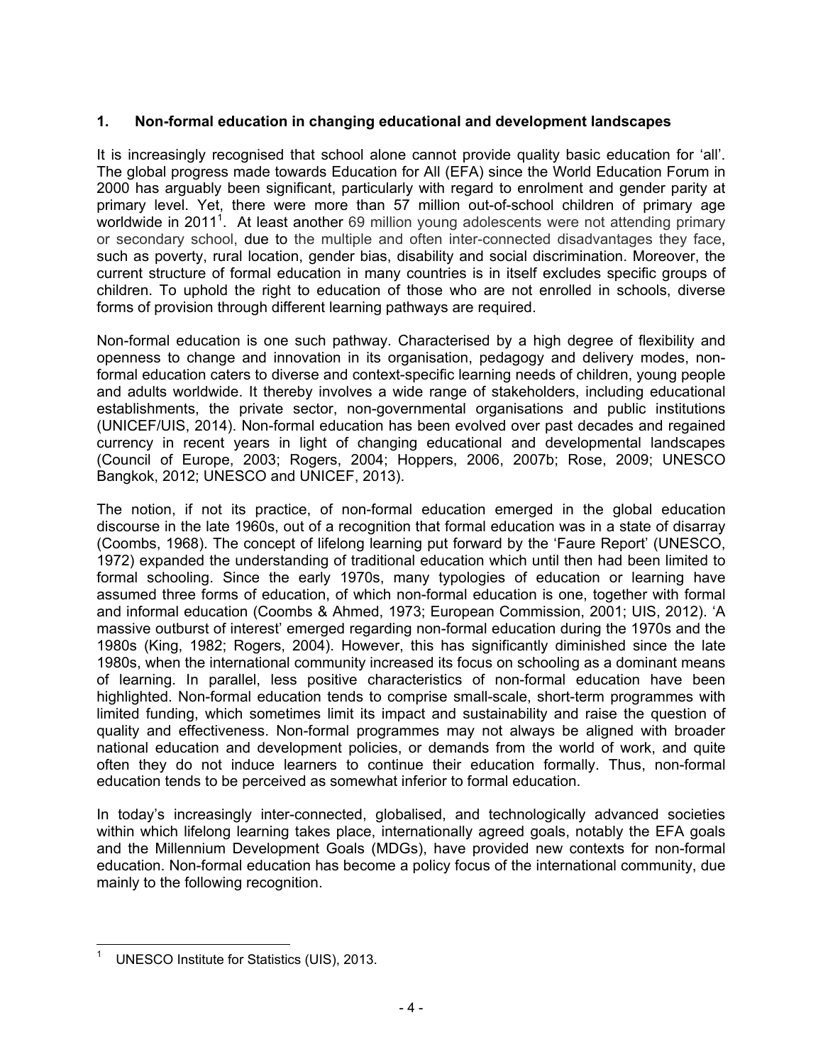## 1. Non-formal education in changing educational and development landscapes

It is increasingly recognised that school alone cannot provide quality basic education for 'all'. The global progress made towards Education for All (EFA) since the World Education Forum in 2000 has arguably been significant, particularly with regard to enrolment and gender parity at primary level. Yet, there were more than 57 million out-of-school children of primary age worldwide in 2011[1]. At least another 69 million young adolescents were not attending primary or secondary school, due to the multiple and often inter-connected disadvantages they face, such as poverty, rural location, gender bias, disability and social discrimination. Moreover, the current structure of formal education in many countries is in itself excludes specific groups of children. To uphold the right to education of those who are not enrolled in schools, diverse forms of provision through different learning pathways are required.

Non-formal education is one such pathway. Characterised by a high degree of flexibility and openness to change and innovation in its organisation, pedagogy and delivery modes, non-formal education caters to diverse and context-specific learning needs of children, young people and adults worldwide. It thereby involves a wide range of stakeholders, including educational establishments, the private sector, non-governmental organisations and public institutions (UNICEF/UIS, 2014). Non-formal education has been evolved over past decades and regained currency in recent years in light of changing educational and developmental landscapes (Council of Europe, 2003; Rogers, 2004; Hoppers, 2006, 2007b; Rose, 2009; UNESCO Bangkok, 2012; UNESCO and UNICEF, 2013).

The notion, if not its practice, of non-formal education emerged in the global education discourse in the late 1960s, out of a recognition that formal education was in a state of disarray (Coombs, 1968). The concept of lifelong learning put forward by the 'Faure Report' (UNESCO, 1972) expanded the understanding of traditional education which until then had been limited to formal schooling. Since the early 1970s, many typologies of education or learning have assumed three forms of education, of which non-formal education is one, together with formal and informal education (Coombs & Ahmed, 1973; European Commission, 2001; UIS, 2012). 'A massive outburst of interest' emerged regarding non-formal education during the 1970s and the 1980s (King, 1982; Rogers, 2004). However, this has significantly diminished since the late 1980s, when the international community increased its focus on schooling as a dominant means of learning. In parallel, less positive characteristics of non-formal education have been highlighted. Non-formal education tends to comprise small-scale, short-term programmes with limited funding, which sometimes limit its impact and sustainability and raise the question of quality and effectiveness. Non-formal programmes may not always be aligned with broader national education and development policies, or demands from the world of work, and quite often they do not induce learners to continue their education formally. Thus, non-formal education tends to be perceived as somewhat inferior to formal education.

In today's increasingly inter-connected, globalised, and technologically advanced societies within which lifelong learning takes place, internationally agreed goals, notably the EFA goals and the Millennium Development Goals (MDGs), have provided new contexts for non-formal education. Non-formal education has become a policy focus of the international community, due mainly to the following recognition.

---

[1] UNESCO Institute for Statistics (UIS), 2013.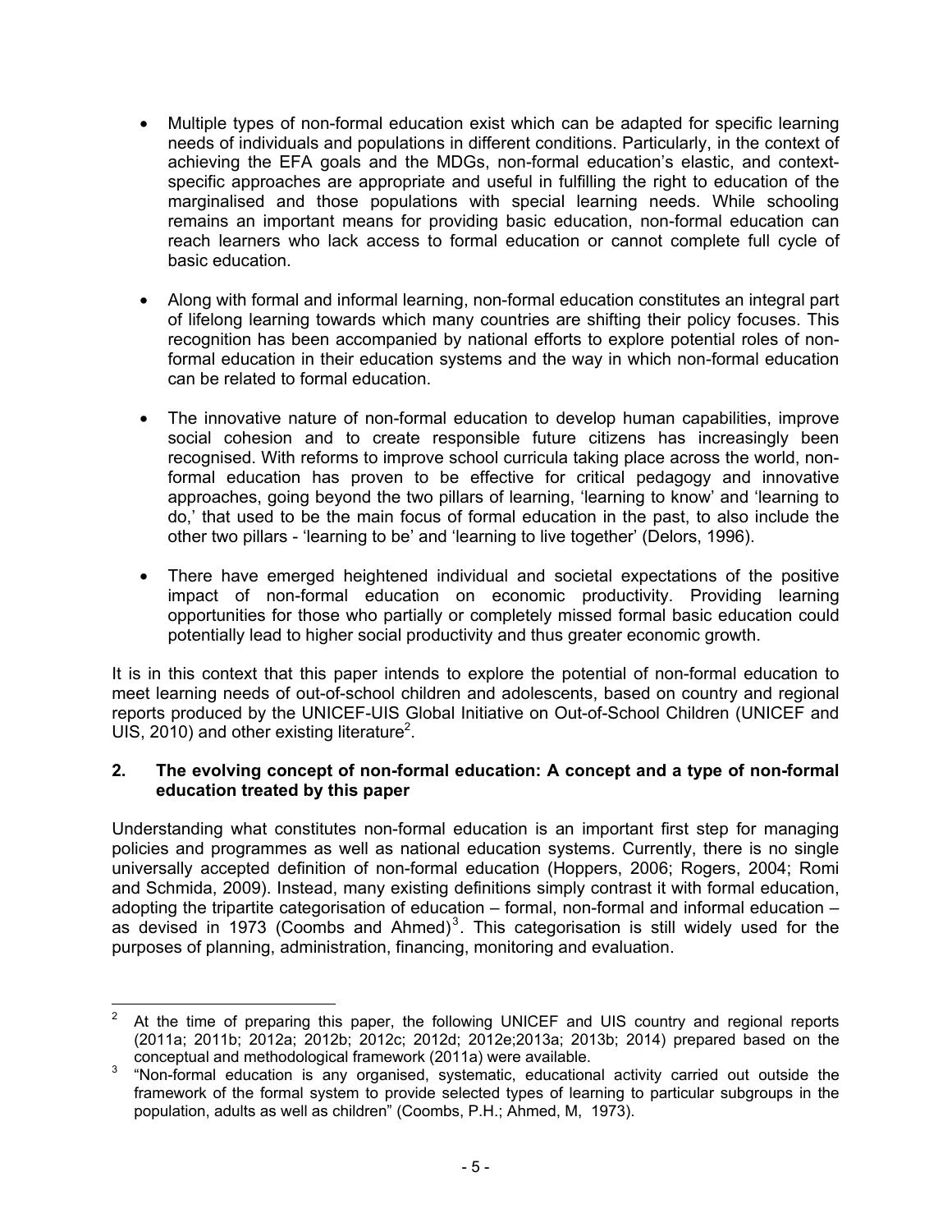- Multiple types of non-formal education exist which can be adapted for specific learning needs of individuals and populations in different conditions. Particularly, in the context of achieving the EFA goals and the MDGs, non-formal education's elastic, and context-specific approaches are appropriate and useful in fulfilling the right to education of the marginalised and those populations with special learning needs. While schooling remains an important means for providing basic education, non-formal education can reach learners who lack access to formal education or cannot complete full cycle of basic education.

- Along with formal and informal learning, non-formal education constitutes an integral part of lifelong learning towards which many countries are shifting their policy focuses. This recognition has been accompanied by national efforts to explore potential roles of non-formal education in their education systems and the way in which non-formal education can be related to formal education.

- The innovative nature of non-formal education to develop human capabilities, improve social cohesion and to create responsible future citizens has increasingly been recognised. With reforms to improve school curricula taking place across the world, non-formal education has proven to be effective for critical pedagogy and innovative approaches, going beyond the two pillars of learning, 'learning to know' and 'learning to do,' that used to be the main focus of formal education in the past, to also include the other two pillars - 'learning to be' and 'learning to live together' (Delors, 1996).

- There have emerged heightened individual and societal expectations of the positive impact of non-formal education on economic productivity. Providing learning opportunities for those who partially or completely missed formal basic education could potentially lead to higher social productivity and thus greater economic growth.

It is in this context that this paper intends to explore the potential of non-formal education to meet learning needs of out-of-school children and adolescents, based on country and regional reports produced by the UNICEF-UIS Global Initiative on Out-of-School Children (UNICEF and UIS, 2010) and other existing literature[2].

## 2. The evolving concept of non-formal education: A concept and a type of non-formal education treated by this paper

Understanding what constitutes non-formal education is an important first step for managing policies and programmes as well as national education systems. Currently, there is no single universally accepted definition of non-formal education (Hoppers, 2006; Rogers, 2004; Romi and Schmida, 2009). Instead, many existing definitions simply contrast it with formal education, adopting the tripartite categorisation of education – formal, non-formal and informal education – as devised in 1973 (Coombs and Ahmed)[3]. This categorisation is still widely used for the purposes of planning, administration, financing, monitoring and evaluation.

---

[2] At the time of preparing this paper, the following UNICEF and UIS country and regional reports (2011a; 2011b; 2012a; 2012b; 2012c; 2012d; 2012e;2013a; 2013b; 2014) prepared based on the conceptual and methodological framework (2011a) were available.

[3] "Non-formal education is any organised, systematic, educational activity carried out outside the framework of the formal system to provide selected types of learning to particular subgroups in the population, adults as well as children" (Coombs, P.H.; Ahmed, M, 1973).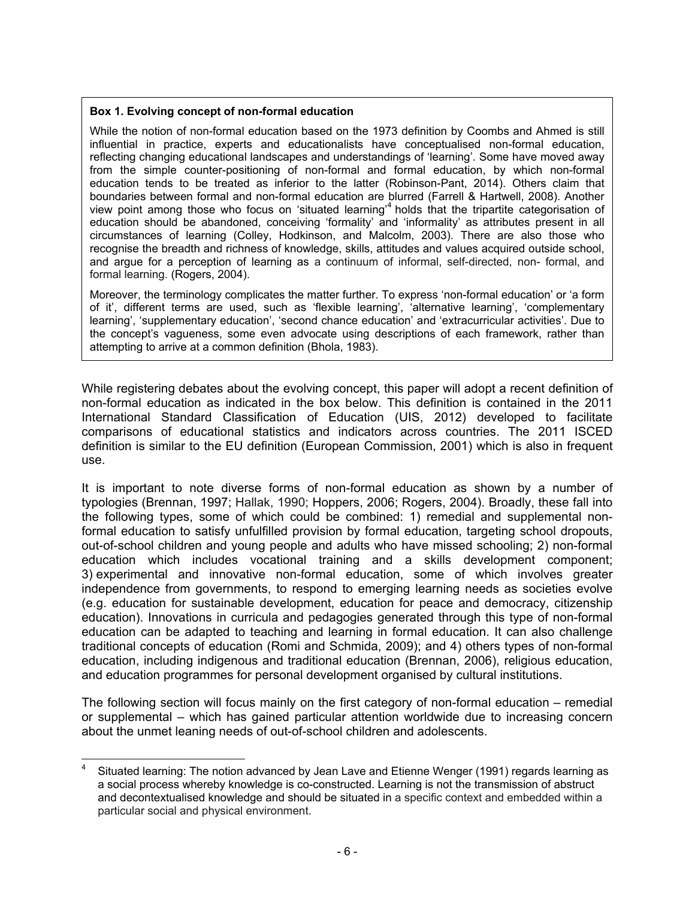**Box 1. Evolving concept of non-formal education**

While the notion of non-formal education based on the 1973 definition by Coombs and Ahmed is still influential in practice, experts and educationalists have conceptualised non-formal education, reflecting changing educational landscapes and understandings of 'learning'. Some have moved away from the simple counter-positioning of non-formal and formal education, by which non-formal education tends to be treated as inferior to the latter (Robinson-Pant, 2014). Others claim that boundaries between formal and non-formal education are blurred (Farrell & Hartwell, 2008). Another view point among those who focus on 'situated learning'[4] holds that the tripartite categorisation of education should be abandoned, conceiving 'formality' and 'informality' as attributes present in all circumstances of learning (Colley, Hodkinson, and Malcolm, 2003). There are also those who recognise the breadth and richness of knowledge, skills, attitudes and values acquired outside school, and argue for a perception of learning as a continuum of informal, self-directed, non- formal, and formal learning. (Rogers, 2004).

Moreover, the terminology complicates the matter further. To express 'non-formal education' or 'a form of it', different terms are used, such as 'flexible learning', 'alternative learning', 'complementary learning', 'supplementary education', 'second chance education' and 'extracurricular activities'. Due to the concept's vagueness, some even advocate using descriptions of each framework, rather than attempting to arrive at a common definition (Bhola, 1983).

While registering debates about the evolving concept, this paper will adopt a recent definition of non-formal education as indicated in the box below. This definition is contained in the 2011 International Standard Classification of Education (UIS, 2012) developed to facilitate comparisons of educational statistics and indicators across countries. The 2011 ISCED definition is similar to the EU definition (European Commission, 2001) which is also in frequent use.

It is important to note diverse forms of non-formal education as shown by a number of typologies (Brennan, 1997; Hallak, 1990; Hoppers, 2006; Rogers, 2004). Broadly, these fall into the following types, some of which could be combined: 1) remedial and supplemental non-formal education to satisfy unfulfilled provision by formal education, targeting school dropouts, out-of-school children and young people and adults who have missed schooling; 2) non-formal education which includes vocational training and a skills development component; 3) experimental and innovative non-formal education, some of which involves greater independence from governments, to respond to emerging learning needs as societies evolve (e.g. education for sustainable development, education for peace and democracy, citizenship education). Innovations in curricula and pedagogies generated through this type of non-formal education can be adapted to teaching and learning in formal education. It can also challenge traditional concepts of education (Romi and Schmida, 2009); and 4) others types of non-formal education, including indigenous and traditional education (Brennan, 2006), religious education, and education programmes for personal development organised by cultural institutions.

The following section will focus mainly on the first category of non-formal education – remedial or supplemental – which has gained particular attention worldwide due to increasing concern about the unmet leaning needs of out-of-school children and adolescents.

---

[4] Situated learning: The notion advanced by Jean Lave and Etienne Wenger (1991) regards learning as a social process whereby knowledge is co-constructed. Learning is not the transmission of abstruct and decontextualised knowledge and should be situated in a specific context and embedded within a particular social and physical environment.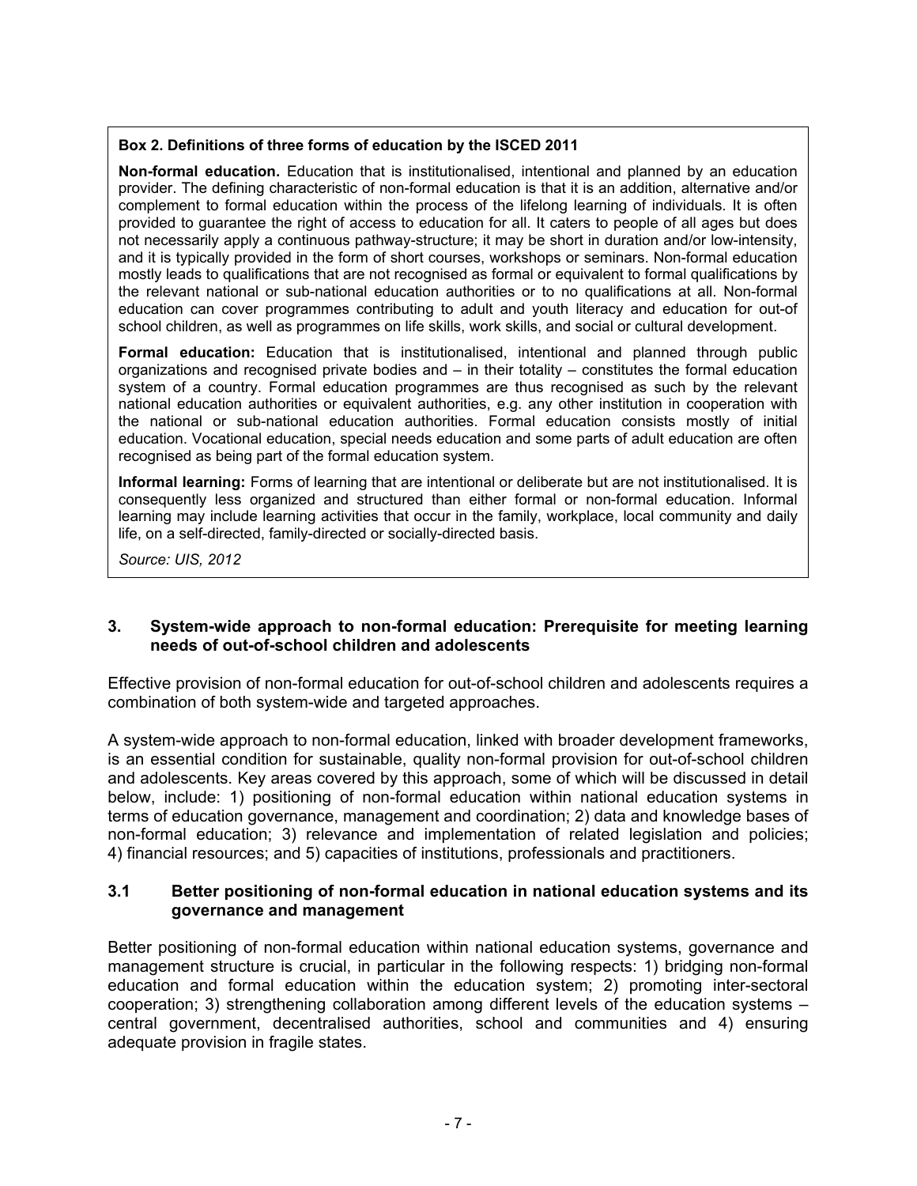**Box 2. Definitions of three forms of education by the ISCED 2011**

**Non-formal education.** Education that is institutionalised, intentional and planned by an education provider. The defining characteristic of non-formal education is that it is an addition, alternative and/or complement to formal education within the process of the lifelong learning of individuals. It is often provided to guarantee the right of access to education for all. It caters to people of all ages but does not necessarily apply a continuous pathway-structure; it may be short in duration and/or low-intensity, and it is typically provided in the form of short courses, workshops or seminars. Non-formal education mostly leads to qualifications that are not recognised as formal or equivalent to formal qualifications by the relevant national or sub-national education authorities or to no qualifications at all. Non-formal education can cover programmes contributing to adult and youth literacy and education for out-of school children, as well as programmes on life skills, work skills, and social or cultural development.

**Formal education:** Education that is institutionalised, intentional and planned through public organizations and recognised private bodies and – in their totality – constitutes the formal education system of a country. Formal education programmes are thus recognised as such by the relevant national education authorities or equivalent authorities, e.g. any other institution in cooperation with the national or sub-national education authorities. Formal education consists mostly of initial education. Vocational education, special needs education and some parts of adult education are often recognised as being part of the formal education system.

**Informal learning:** Forms of learning that are intentional or deliberate but are not institutionalised. It is consequently less organized and structured than either formal or non-formal education. Informal learning may include learning activities that occur in the family, workplace, local community and daily life, on a self-directed, family-directed or socially-directed basis.

*Source: UIS, 2012*

## 3. System-wide approach to non-formal education: Prerequisite for meeting learning needs of out-of-school children and adolescents

Effective provision of non-formal education for out-of-school children and adolescents requires a combination of both system-wide and targeted approaches.

A system-wide approach to non-formal education, linked with broader development frameworks, is an essential condition for sustainable, quality non-formal provision for out-of-school children and adolescents. Key areas covered by this approach, some of which will be discussed in detail below, include: 1) positioning of non-formal education within national education systems in terms of education governance, management and coordination; 2) data and knowledge bases of non-formal education; 3) relevance and implementation of related legislation and policies; 4) financial resources; and 5) capacities of institutions, professionals and practitioners.

### 3.1 Better positioning of non-formal education in national education systems and its governance and management

Better positioning of non-formal education within national education systems, governance and management structure is crucial, in particular in the following respects: 1) bridging non-formal education and formal education within the education system; 2) promoting inter-sectoral cooperation; 3) strengthening collaboration among different levels of the education systems – central government, decentralised authorities, school and communities and 4) ensuring adequate provision in fragile states.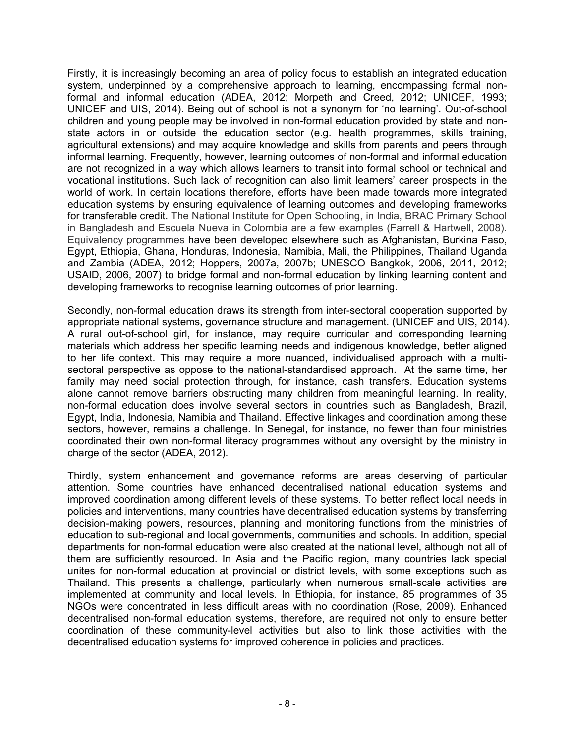Firstly, it is increasingly becoming an area of policy focus to establish an integrated education system, underpinned by a comprehensive approach to learning, encompassing formal non-formal and informal education (ADEA, 2012; Morpeth and Creed, 2012; UNICEF, 1993; UNICEF and UIS, 2014). Being out of school is not a synonym for 'no learning'. Out-of-school children and young people may be involved in non-formal education provided by state and non-state actors in or outside the education sector (e.g. health programmes, skills training, agricultural extensions) and may acquire knowledge and skills from parents and peers through informal learning. Frequently, however, learning outcomes of non-formal and informal education are not recognized in a way which allows learners to transit into formal school or technical and vocational institutions. Such lack of recognition can also limit learners' career prospects in the world of work. In certain locations therefore, efforts have been made towards more integrated education systems by ensuring equivalence of learning outcomes and developing frameworks for transferable credit. The National Institute for Open Schooling, in India, BRAC Primary School in Bangladesh and Escuela Nueva in Colombia are a few examples (Farrell & Hartwell, 2008). Equivalency programmes have been developed elsewhere such as Afghanistan, Burkina Faso, Egypt, Ethiopia, Ghana, Honduras, Indonesia, Namibia, Mali, the Philippines, Thailand Uganda and Zambia (ADEA, 2012; Hoppers, 2007a, 2007b; UNESCO Bangkok, 2006, 2011, 2012; USAID, 2006, 2007) to bridge formal and non-formal education by linking learning content and developing frameworks to recognise learning outcomes of prior learning.

Secondly, non-formal education draws its strength from inter-sectoral cooperation supported by appropriate national systems, governance structure and management. (UNICEF and UIS, 2014). A rural out-of-school girl, for instance, may require curricular and corresponding learning materials which address her specific learning needs and indigenous knowledge, better aligned to her life context. This may require a more nuanced, individualised approach with a multi-sectoral perspective as oppose to the national-standardised approach. At the same time, her family may need social protection through, for instance, cash transfers. Education systems alone cannot remove barriers obstructing many children from meaningful learning. In reality, non-formal education does involve several sectors in countries such as Bangladesh, Brazil, Egypt, India, Indonesia, Namibia and Thailand. Effective linkages and coordination among these sectors, however, remains a challenge. In Senegal, for instance, no fewer than four ministries coordinated their own non-formal literacy programmes without any oversight by the ministry in charge of the sector (ADEA, 2012).

Thirdly, system enhancement and governance reforms are areas deserving of particular attention. Some countries have enhanced decentralised national education systems and improved coordination among different levels of these systems. To better reflect local needs in policies and interventions, many countries have decentralised education systems by transferring decision-making powers, resources, planning and monitoring functions from the ministries of education to sub-regional and local governments, communities and schools. In addition, special departments for non-formal education were also created at the national level, although not all of them are sufficiently resourced. In Asia and the Pacific region, many countries lack special unites for non-formal education at provincial or district levels, with some exceptions such as Thailand. This presents a challenge, particularly when numerous small-scale activities are implemented at community and local levels. In Ethiopia, for instance, 85 programmes of 35 NGOs were concentrated in less difficult areas with no coordination (Rose, 2009). Enhanced decentralised non-formal education systems, therefore, are required not only to ensure better coordination of these community-level activities but also to link those activities with the decentralised education systems for improved coherence in policies and practices.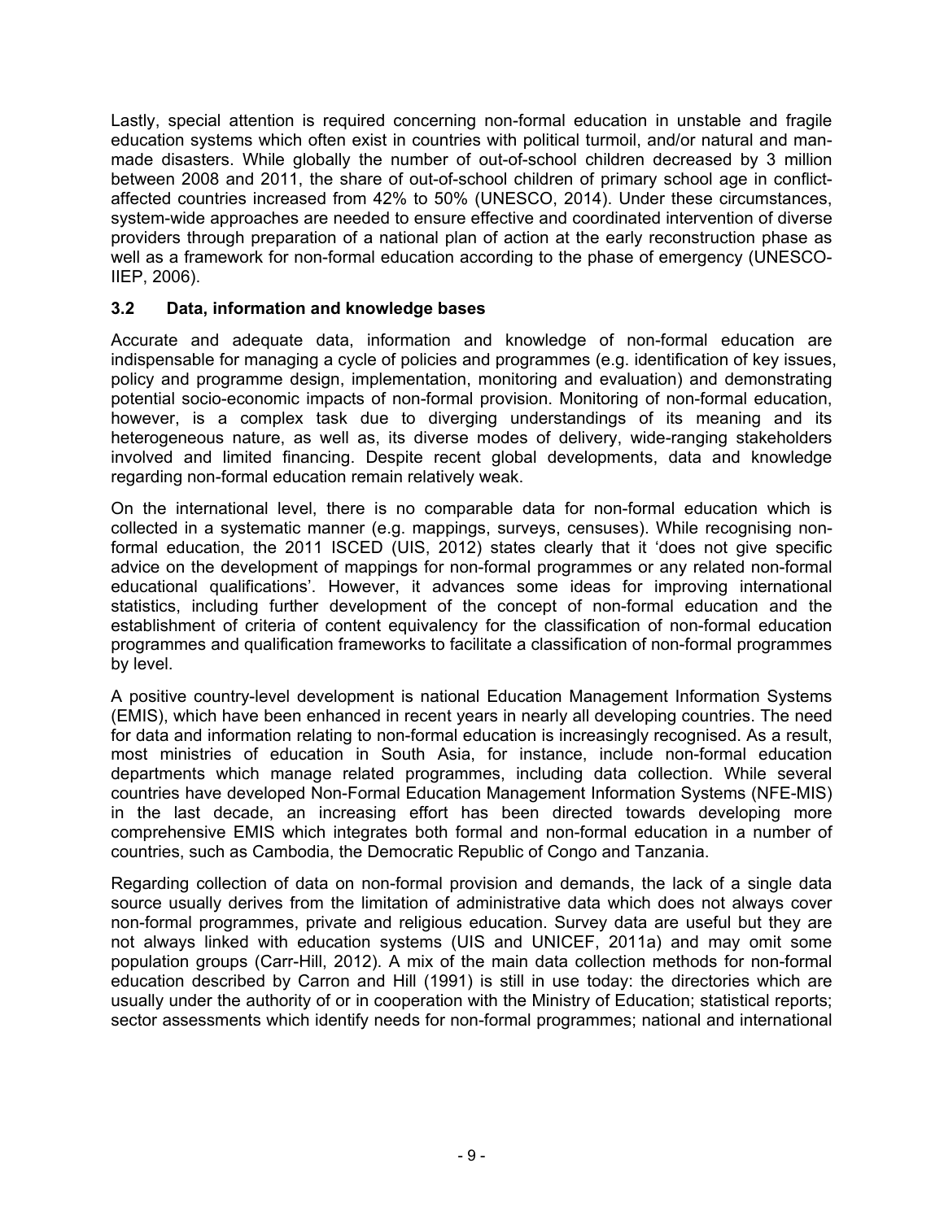Lastly, special attention is required concerning non-formal education in unstable and fragile education systems which often exist in countries with political turmoil, and/or natural and man-made disasters. While globally the number of out-of-school children decreased by 3 million between 2008 and 2011, the share of out-of-school children of primary school age in conflict-affected countries increased from 42% to 50% (UNESCO, 2014). Under these circumstances, system-wide approaches are needed to ensure effective and coordinated intervention of diverse providers through preparation of a national plan of action at the early reconstruction phase as well as a framework for non-formal education according to the phase of emergency (UNESCO-IIEP, 2006).

### 3.2 Data, information and knowledge bases

Accurate and adequate data, information and knowledge of non-formal education are indispensable for managing a cycle of policies and programmes (e.g. identification of key issues, policy and programme design, implementation, monitoring and evaluation) and demonstrating potential socio-economic impacts of non-formal provision. Monitoring of non-formal education, however, is a complex task due to diverging understandings of its meaning and its heterogeneous nature, as well as, its diverse modes of delivery, wide-ranging stakeholders involved and limited financing. Despite recent global developments, data and knowledge regarding non-formal education remain relatively weak.

On the international level, there is no comparable data for non-formal education which is collected in a systematic manner (e.g. mappings, surveys, censuses). While recognising non-formal education, the 2011 ISCED (UIS, 2012) states clearly that it 'does not give specific advice on the development of mappings for non-formal programmes or any related non-formal educational qualifications'. However, it advances some ideas for improving international statistics, including further development of the concept of non-formal education and the establishment of criteria of content equivalency for the classification of non-formal education programmes and qualification frameworks to facilitate a classification of non-formal programmes by level.

A positive country-level development is national Education Management Information Systems (EMIS), which have been enhanced in recent years in nearly all developing countries. The need for data and information relating to non-formal education is increasingly recognised. As a result, most ministries of education in South Asia, for instance, include non-formal education departments which manage related programmes, including data collection. While several countries have developed Non-Formal Education Management Information Systems (NFE-MIS) in the last decade, an increasing effort has been directed towards developing more comprehensive EMIS which integrates both formal and non-formal education in a number of countries, such as Cambodia, the Democratic Republic of Congo and Tanzania.

Regarding collection of data on non-formal provision and demands, the lack of a single data source usually derives from the limitation of administrative data which does not always cover non-formal programmes, private and religious education. Survey data are useful but they are not always linked with education systems (UIS and UNICEF, 2011a) and may omit some population groups (Carr-Hill, 2012). A mix of the main data collection methods for non-formal education described by Carron and Hill (1991) is still in use today: the directories which are usually under the authority of or in cooperation with the Ministry of Education; statistical reports; sector assessments which identify needs for non-formal programmes; national and international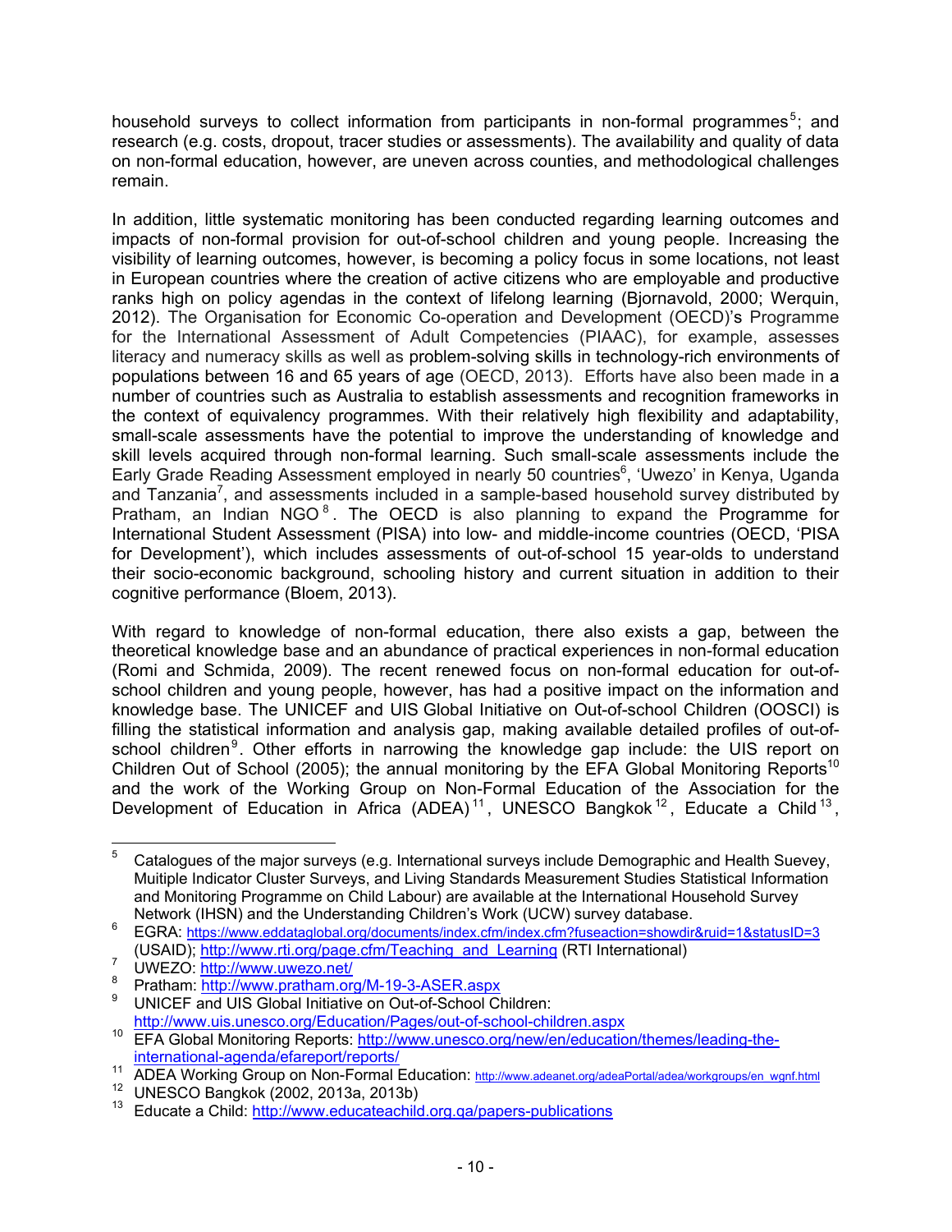household surveys to collect information from participants in non-formal programmes[5]; and research (e.g. costs, dropout, tracer studies or assessments). The availability and quality of data on non-formal education, however, are uneven across counties, and methodological challenges remain.

In addition, little systematic monitoring has been conducted regarding learning outcomes and impacts of non-formal provision for out-of-school children and young people. Increasing the visibility of learning outcomes, however, is becoming a policy focus in some locations, not least in European countries where the creation of active citizens who are employable and productive ranks high on policy agendas in the context of lifelong learning (Bjornavold, 2000; Werquin, 2012). The Organisation for Economic Co-operation and Development (OECD)'s Programme for the International Assessment of Adult Competencies (PIAAC), for example, assesses literacy and numeracy skills as well as problem-solving skills in technology-rich environments of populations between 16 and 65 years of age (OECD, 2013). Efforts have also been made in a number of countries such as Australia to establish assessments and recognition frameworks in the context of equivalency programmes. With their relatively high flexibility and adaptability, small-scale assessments have the potential to improve the understanding of knowledge and skill levels acquired through non-formal learning. Such small-scale assessments include the Early Grade Reading Assessment employed in nearly 50 countries[6], 'Uwezo' in Kenya, Uganda and Tanzania[7], and assessments included in a sample-based household survey distributed by Pratham, an Indian NGO[8]. The OECD is also planning to expand the Programme for International Student Assessment (PISA) into low- and middle-income countries (OECD, 'PISA for Development'), which includes assessments of out-of-school 15 year-olds to understand their socio-economic background, schooling history and current situation in addition to their cognitive performance (Bloem, 2013).

With regard to knowledge of non-formal education, there also exists a gap, between the theoretical knowledge base and an abundance of practical experiences in non-formal education (Romi and Schmida, 2009). The recent renewed focus on non-formal education for out-of-school children and young people, however, has had a positive impact on the information and knowledge base. The UNICEF and UIS Global Initiative on Out-of-school Children (OOSCI) is filling the statistical information and analysis gap, making available detailed profiles of out-of-school children[9]. Other efforts in narrowing the knowledge gap include: the UIS report on Children Out of School (2005); the annual monitoring by the EFA Global Monitoring Reports[10] and the work of the Working Group on Non-Formal Education of the Association for the Development of Education in Africa (ADEA)[11], UNESCO Bangkok[12], Educate a Child[13],

---

[5] Catalogues of the major surveys (e.g. International surveys include Demographic and Health Suevey, Muitiple Indicator Cluster Surveys, and Living Standards Measurement Studies Statistical Information and Monitoring Programme on Child Labour) are available at the International Household Survey Network (IHSN) and the Understanding Children's Work (UCW) survey database.

[6] EGRA: https://www.eddataglobal.org/documents/index.cfm/index.cfm?fuseaction=showdir&ruid=1&statusID=3 (USAID); http://www.rti.org/page.cfm/Teaching_and_Learning (RTI International)

[7] UWEZO: http://www.uwezo.net/

[8] Pratham: http://www.pratham.org/M-19-3-ASER.aspx

[9] UNICEF and UIS Global Initiative on Out-of-School Children: http://www.uis.unesco.org/Education/Pages/out-of-school-children.aspx

[10] EFA Global Monitoring Reports: http://www.unesco.org/new/en/education/themes/leading-the-international-agenda/efareport/reports/

[11] ADEA Working Group on Non-Formal Education: http://www.adeanet.org/adeaPortal/adea/workgroups/en_wgnf.html

[12] UNESCO Bangkok (2002, 2013a, 2013b)

[13] Educate a Child: http://www.educateachild.org.qa/papers-publications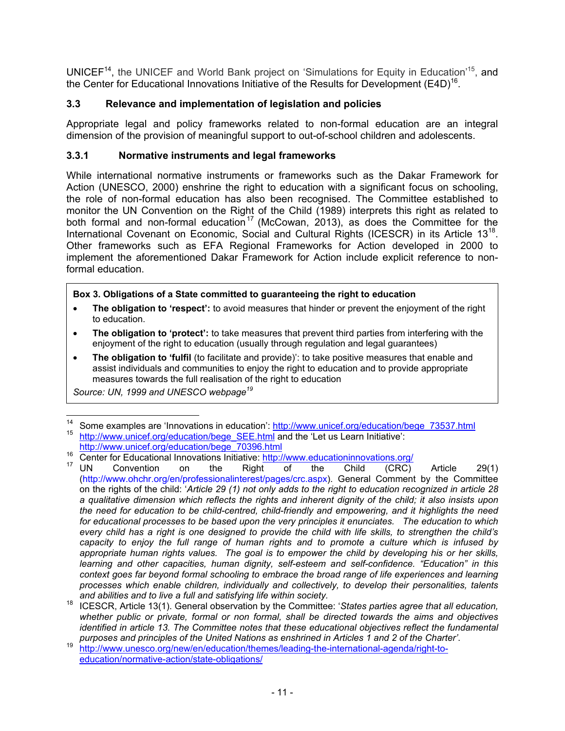UNICEF[14], the UNICEF and World Bank project on 'Simulations for Equity in Education'[15], and the Center for Educational Innovations Initiative of the Results for Development (E4D)[16].

### 3.3 Relevance and implementation of legislation and policies

Appropriate legal and policy frameworks related to non-formal education are an integral dimension of the provision of meaningful support to out-of-school children and adolescents.

#### 3.3.1 Normative instruments and legal frameworks

While international normative instruments or frameworks such as the Dakar Framework for Action (UNESCO, 2000) enshrine the right to education with a significant focus on schooling, the role of non-formal education has also been recognised. The Committee established to monitor the UN Convention on the Right of the Child (1989) interprets this right as related to both formal and non-formal education[17] (McCowan, 2013), as does the Committee for the International Covenant on Economic, Social and Cultural Rights (ICESCR) in its Article 13[18]. Other frameworks such as EFA Regional Frameworks for Action developed in 2000 to implement the aforementioned Dakar Framework for Action include explicit reference to non-formal education.

> **Box 3. Obligations of a State committed to guaranteeing the right to education**
>
> - **The obligation to 'respect':** to avoid measures that hinder or prevent the enjoyment of the right to education.
> - **The obligation to 'protect':** to take measures that prevent third parties from interfering with the enjoyment of the right to education (usually through regulation and legal guarantees)
> - **The obligation to 'fulfil** (to facilitate and provide)': to take positive measures that enable and assist individuals and communities to enjoy the right to education and to provide appropriate measures towards the full realisation of the right to education
>
> *Source: UN, 1999 and UNESCO webpage[19]*

---

[14] Some examples are 'Innovations in education': http://www.unicef.org/education/bege_73537.html

[15] http://www.unicef.org/education/bege_SEE.html and the 'Let us Learn Initiative': http://www.unicef.org/education/bege_70396.html

[16] Center for Educational Innovations Initiative: http://www.educationinnovations.org/

[17] UN Convention on the Right of the Child (CRC) Article 29(1) (http://www.ohchr.org/en/professionalinterest/pages/crc.aspx). General Comment by the Committee on the rights of the child: '*Article 29 (1) not only adds to the right to education recognized in article 28 a qualitative dimension which reflects the rights and inherent dignity of the child; it also insists upon the need for education to be child-centred, child-friendly and empowering, and it highlights the need for educational processes to be based upon the very principles it enunciates. The education to which every child has a right is one designed to provide the child with life skills, to strengthen the child's capacity to enjoy the full range of human rights and to promote a culture which is infused by appropriate human rights values. The goal is to empower the child by developing his or her skills, learning and other capacities, human dignity, self-esteem and self-confidence. "Education" in this context goes far beyond formal schooling to embrace the broad range of life experiences and learning processes which enable children, individually and collectively, to develop their personalities, talents and abilities and to live a full and satisfying life within society.*

[18] ICESCR, Article 13(1). General observation by the Committee: '*States parties agree that all education, whether public or private, formal or non formal, shall be directed towards the aims and objectives identified in article 13. The Committee notes that these educational objectives reflect the fundamental purposes and principles of the United Nations as enshrined in Articles 1 and 2 of the Charter*'.

[19] http://www.unesco.org/new/en/education/themes/leading-the-international-agenda/right-to-education/normative-action/state-obligations/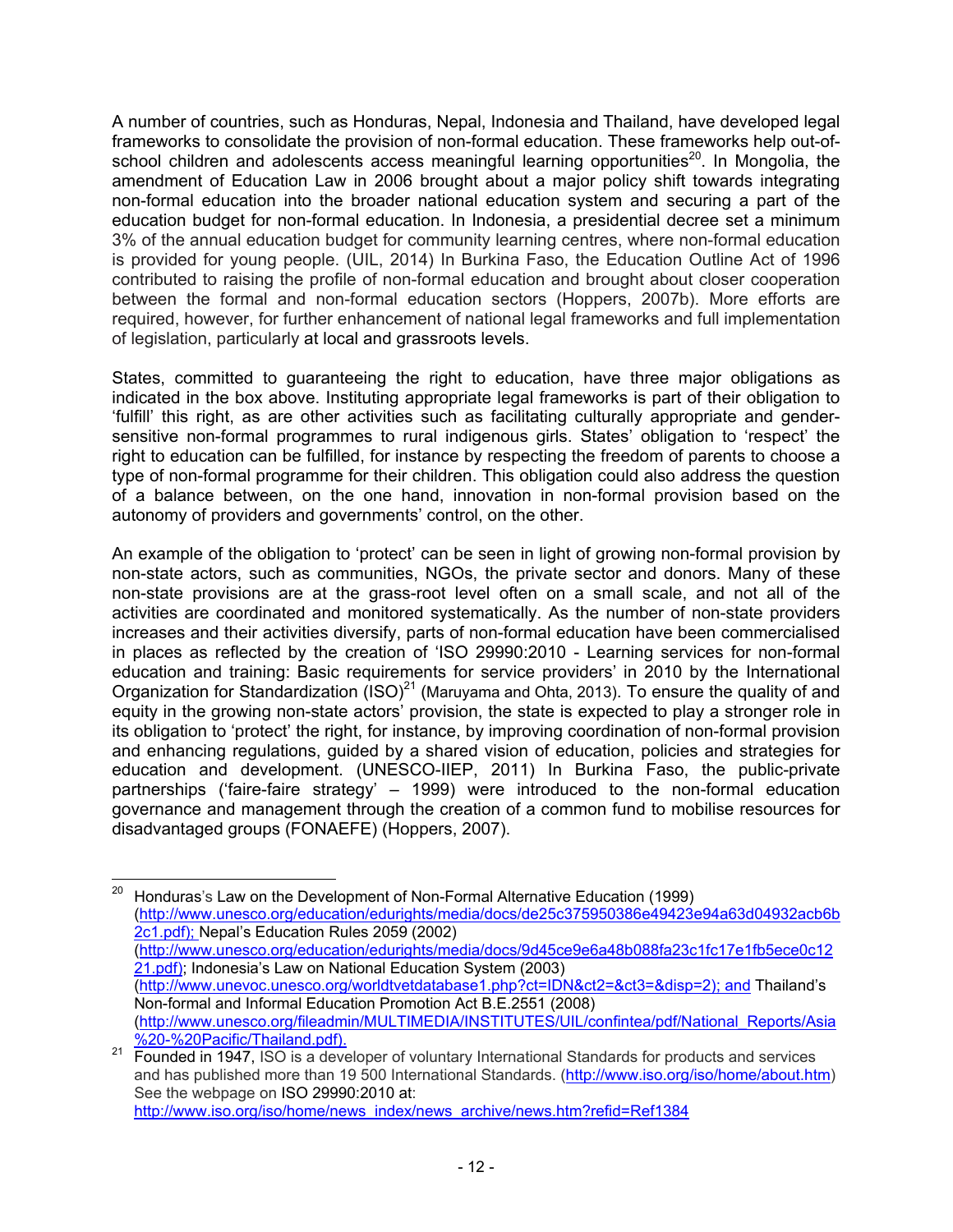A number of countries, such as Honduras, Nepal, Indonesia and Thailand, have developed legal frameworks to consolidate the provision of non-formal education. These frameworks help out-of-school children and adolescents access meaningful learning opportunities[20]. In Mongolia, the amendment of Education Law in 2006 brought about a major policy shift towards integrating non-formal education into the broader national education system and securing a part of the education budget for non-formal education. In Indonesia, a presidential decree set a minimum 3% of the annual education budget for community learning centres, where non-formal education is provided for young people. (UIL, 2014) In Burkina Faso, the Education Outline Act of 1996 contributed to raising the profile of non-formal education and brought about closer cooperation between the formal and non-formal education sectors (Hoppers, 2007b). More efforts are required, however, for further enhancement of national legal frameworks and full implementation of legislation, particularly at local and grassroots levels.

States, committed to guaranteeing the right to education, have three major obligations as indicated in the box above. Instituting appropriate legal frameworks is part of their obligation to 'fulfill' this right, as are other activities such as facilitating culturally appropriate and gender-sensitive non-formal programmes to rural indigenous girls. States' obligation to 'respect' the right to education can be fulfilled, for instance by respecting the freedom of parents to choose a type of non-formal programme for their children. This obligation could also address the question of a balance between, on the one hand, innovation in non-formal provision based on the autonomy of providers and governments' control, on the other.

An example of the obligation to 'protect' can be seen in light of growing non-formal provision by non-state actors, such as communities, NGOs, the private sector and donors. Many of these non-state provisions are at the grass-root level often on a small scale, and not all of the activities are coordinated and monitored systematically. As the number of non-state providers increases and their activities diversify, parts of non-formal education have been commercialised in places as reflected by the creation of 'ISO 29990:2010 - Learning services for non-formal education and training: Basic requirements for service providers' in 2010 by the International Organization for Standardization (ISO)[21] (Maruyama and Ohta, 2013). To ensure the quality of and equity in the growing non-state actors' provision, the state is expected to play a stronger role in its obligation to 'protect' the right, for instance, by improving coordination of non-formal provision and enhancing regulations, guided by a shared vision of education, policies and strategies for education and development. (UNESCO-IIEP, 2011) In Burkina Faso, the public-private partnerships ('faire-faire strategy' – 1999) were introduced to the non-formal education governance and management through the creation of a common fund to mobilise resources for disadvantaged groups (FONAEFE) (Hoppers, 2007).

---

[20] Honduras's Law on the Development of Non-Formal Alternative Education (1999) (http://www.unesco.org/education/edurights/media/docs/de25c375950386e49423e94a63d04932acb6b2c1.pdf); Nepal's Education Rules 2059 (2002) (http://www.unesco.org/education/edurights/media/docs/9d45ce9e6a48b088fa23c1fc17e1fb5ece0c1221.pdf); Indonesia's Law on National Education System (2003) (http://www.unevoc.unesco.org/worldtvetdatabase1.php?ct=IDN&ct2=&ct3=&disp=2); and Thailand's Non-formal and Informal Education Promotion Act B.E.2551 (2008) (http://www.unesco.org/fileadmin/MULTIMEDIA/INSTITUTES/UIL/confintea/pdf/National_Reports/Asia%20-%20Pacific/Thailand.pdf).

[21] Founded in 1947, ISO is a developer of voluntary International Standards for products and services and has published more than 19 500 International Standards. (http://www.iso.org/iso/home/about.htm) See the webpage on ISO 29990:2010 at: http://www.iso.org/iso/home/news_index/news_archive/news.htm?refid=Ref1384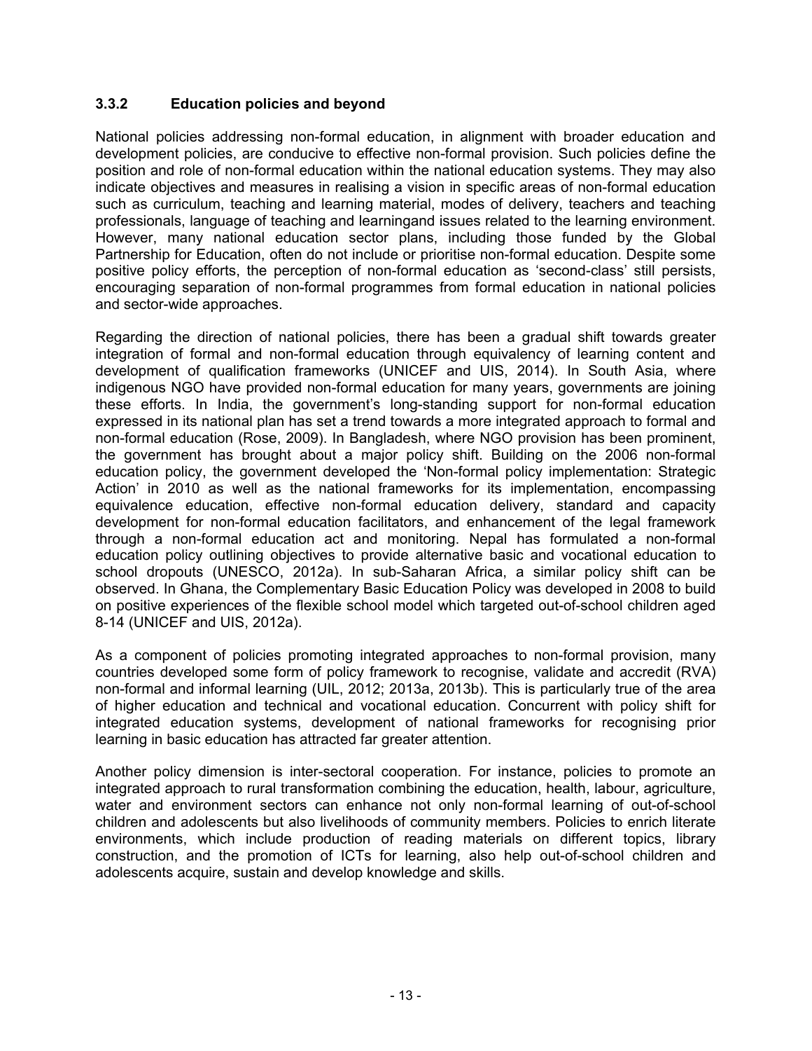### 3.3.2 Education policies and beyond

National policies addressing non-formal education, in alignment with broader education and development policies, are conducive to effective non-formal provision. Such policies define the position and role of non-formal education within the national education systems. They may also indicate objectives and measures in realising a vision in specific areas of non-formal education such as curriculum, teaching and learning material, modes of delivery, teachers and teaching professionals, language of teaching and learningand issues related to the learning environment. However, many national education sector plans, including those funded by the Global Partnership for Education, often do not include or prioritise non-formal education. Despite some positive policy efforts, the perception of non-formal education as 'second-class' still persists, encouraging separation of non-formal programmes from formal education in national policies and sector-wide approaches.

Regarding the direction of national policies, there has been a gradual shift towards greater integration of formal and non-formal education through equivalency of learning content and development of qualification frameworks (UNICEF and UIS, 2014). In South Asia, where indigenous NGO have provided non-formal education for many years, governments are joining these efforts. In India, the government's long-standing support for non-formal education expressed in its national plan has set a trend towards a more integrated approach to formal and non-formal education (Rose, 2009). In Bangladesh, where NGO provision has been prominent, the government has brought about a major policy shift. Building on the 2006 non-formal education policy, the government developed the 'Non-formal policy implementation: Strategic Action' in 2010 as well as the national frameworks for its implementation, encompassing equivalence education, effective non-formal education delivery, standard and capacity development for non-formal education facilitators, and enhancement of the legal framework through a non-formal education act and monitoring. Nepal has formulated a non-formal education policy outlining objectives to provide alternative basic and vocational education to school dropouts (UNESCO, 2012a). In sub-Saharan Africa, a similar policy shift can be observed. In Ghana, the Complementary Basic Education Policy was developed in 2008 to build on positive experiences of the flexible school model which targeted out-of-school children aged 8-14 (UNICEF and UIS, 2012a).

As a component of policies promoting integrated approaches to non-formal provision, many countries developed some form of policy framework to recognise, validate and accredit (RVA) non-formal and informal learning (UIL, 2012; 2013a, 2013b). This is particularly true of the area of higher education and technical and vocational education. Concurrent with policy shift for integrated education systems, development of national frameworks for recognising prior learning in basic education has attracted far greater attention.

Another policy dimension is inter-sectoral cooperation. For instance, policies to promote an integrated approach to rural transformation combining the education, health, labour, agriculture, water and environment sectors can enhance not only non-formal learning of out-of-school children and adolescents but also livelihoods of community members. Policies to enrich literate environments, which include production of reading materials on different topics, library construction, and the promotion of ICTs for learning, also help out-of-school children and adolescents acquire, sustain and develop knowledge and skills.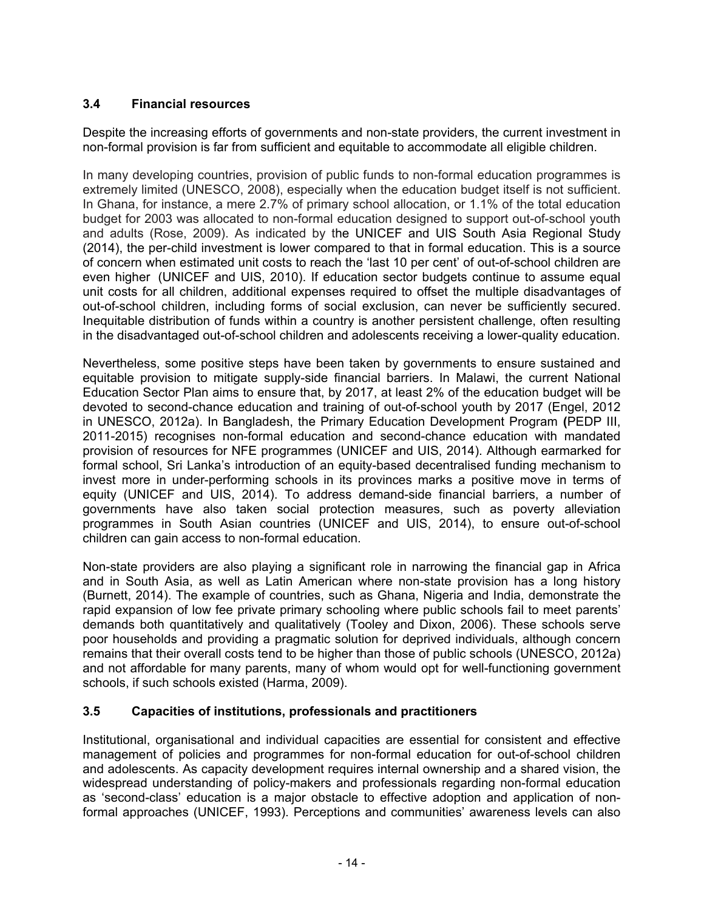### 3.4 Financial resources

Despite the increasing efforts of governments and non-state providers, the current investment in non-formal provision is far from sufficient and equitable to accommodate all eligible children.

In many developing countries, provision of public funds to non-formal education programmes is extremely limited (UNESCO, 2008), especially when the education budget itself is not sufficient. In Ghana, for instance, a mere 2.7% of primary school allocation, or 1.1% of the total education budget for 2003 was allocated to non-formal education designed to support out-of-school youth and adults (Rose, 2009). As indicated by the UNICEF and UIS South Asia Regional Study (2014), the per-child investment is lower compared to that in formal education. This is a source of concern when estimated unit costs to reach the 'last 10 per cent' of out-of-school children are even higher (UNICEF and UIS, 2010). If education sector budgets continue to assume equal unit costs for all children, additional expenses required to offset the multiple disadvantages of out-of-school children, including forms of social exclusion, can never be sufficiently secured. Inequitable distribution of funds within a country is another persistent challenge, often resulting in the disadvantaged out-of-school children and adolescents receiving a lower-quality education.

Nevertheless, some positive steps have been taken by governments to ensure sustained and equitable provision to mitigate supply-side financial barriers. In Malawi, the current National Education Sector Plan aims to ensure that, by 2017, at least 2% of the education budget will be devoted to second-chance education and training of out-of-school youth by 2017 (Engel, 2012 in UNESCO, 2012a). In Bangladesh, the Primary Education Development Program (PEDP III, 2011-2015) recognises non-formal education and second-chance education with mandated provision of resources for NFE programmes (UNICEF and UIS, 2014). Although earmarked for formal school, Sri Lanka's introduction of an equity-based decentralised funding mechanism to invest more in under-performing schools in its provinces marks a positive move in terms of equity (UNICEF and UIS, 2014). To address demand-side financial barriers, a number of governments have also taken social protection measures, such as poverty alleviation programmes in South Asian countries (UNICEF and UIS, 2014), to ensure out-of-school children can gain access to non-formal education.

Non-state providers are also playing a significant role in narrowing the financial gap in Africa and in South Asia, as well as Latin American where non-state provision has a long history (Burnett, 2014). The example of countries, such as Ghana, Nigeria and India, demonstrate the rapid expansion of low fee private primary schooling where public schools fail to meet parents' demands both quantitatively and qualitatively (Tooley and Dixon, 2006). These schools serve poor households and providing a pragmatic solution for deprived individuals, although concern remains that their overall costs tend to be higher than those of public schools (UNESCO, 2012a) and not affordable for many parents, many of whom would opt for well-functioning government schools, if such schools existed (Harma, 2009).

### 3.5 Capacities of institutions, professionals and practitioners

Institutional, organisational and individual capacities are essential for consistent and effective management of policies and programmes for non-formal education for out-of-school children and adolescents. As capacity development requires internal ownership and a shared vision, the widespread understanding of policy-makers and professionals regarding non-formal education as 'second-class' education is a major obstacle to effective adoption and application of non-formal approaches (UNICEF, 1993). Perceptions and communities' awareness levels can also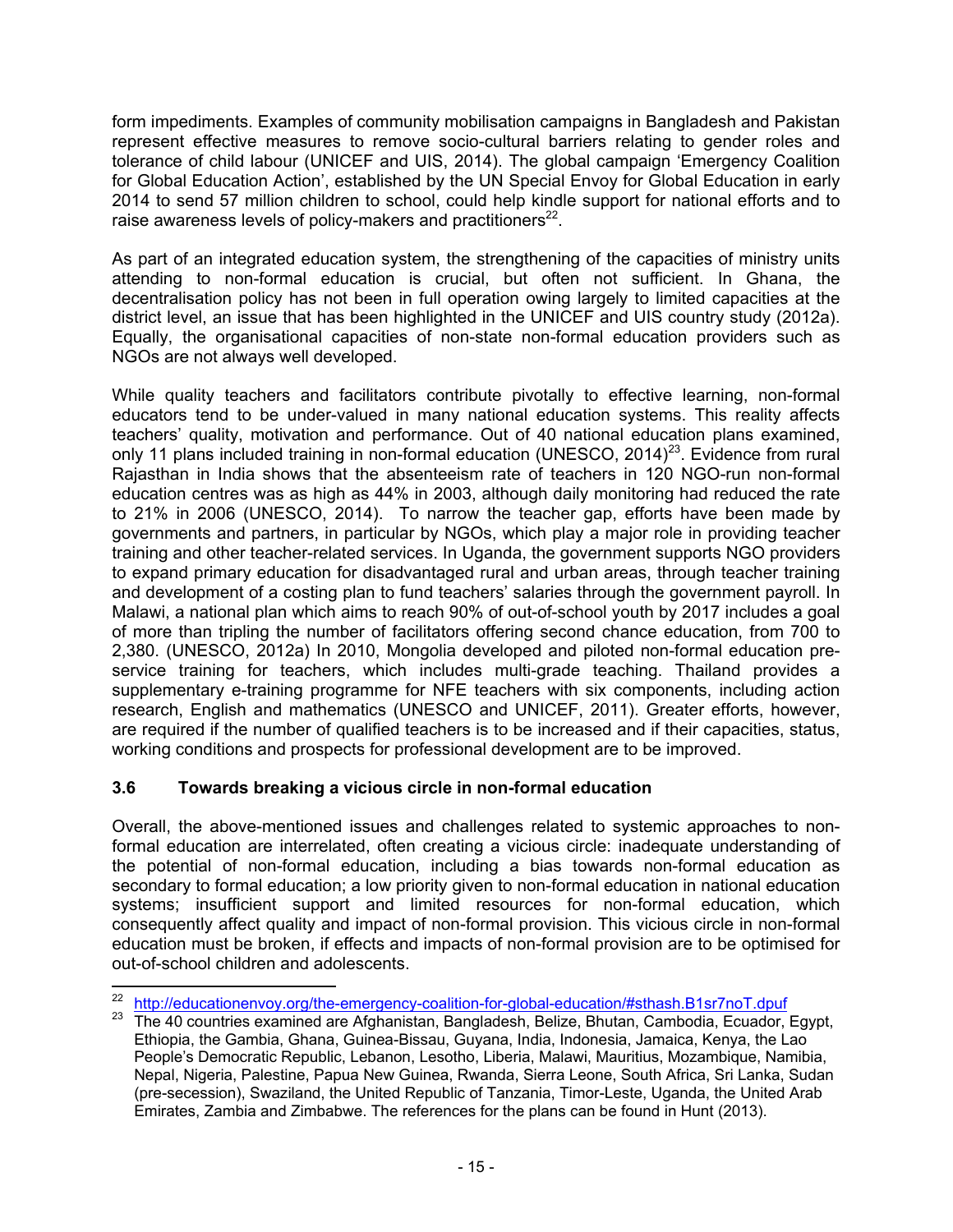form impediments. Examples of community mobilisation campaigns in Bangladesh and Pakistan represent effective measures to remove socio-cultural barriers relating to gender roles and tolerance of child labour (UNICEF and UIS, 2014). The global campaign 'Emergency Coalition for Global Education Action', established by the UN Special Envoy for Global Education in early 2014 to send 57 million children to school, could help kindle support for national efforts and to raise awareness levels of policy-makers and practitioners[22].

As part of an integrated education system, the strengthening of the capacities of ministry units attending to non-formal education is crucial, but often not sufficient. In Ghana, the decentralisation policy has not been in full operation owing largely to limited capacities at the district level, an issue that has been highlighted in the UNICEF and UIS country study (2012a). Equally, the organisational capacities of non-state non-formal education providers such as NGOs are not always well developed.

While quality teachers and facilitators contribute pivotally to effective learning, non-formal educators tend to be under-valued in many national education systems. This reality affects teachers' quality, motivation and performance. Out of 40 national education plans examined, only 11 plans included training in non-formal education (UNESCO, 2014)[23]. Evidence from rural Rajasthan in India shows that the absenteeism rate of teachers in 120 NGO-run non-formal education centres was as high as 44% in 2003, although daily monitoring had reduced the rate to 21% in 2006 (UNESCO, 2014). To narrow the teacher gap, efforts have been made by governments and partners, in particular by NGOs, which play a major role in providing teacher training and other teacher-related services. In Uganda, the government supports NGO providers to expand primary education for disadvantaged rural and urban areas, through teacher training and development of a costing plan to fund teachers' salaries through the government payroll. In Malawi, a national plan which aims to reach 90% of out-of-school youth by 2017 includes a goal of more than tripling the number of facilitators offering second chance education, from 700 to 2,380. (UNESCO, 2012a) In 2010, Mongolia developed and piloted non-formal education pre-service training for teachers, which includes multi-grade teaching. Thailand provides a supplementary e-training programme for NFE teachers with six components, including action research, English and mathematics (UNESCO and UNICEF, 2011). Greater efforts, however, are required if the number of qualified teachers is to be increased and if their capacities, status, working conditions and prospects for professional development are to be improved.

### 3.6 Towards breaking a vicious circle in non-formal education

Overall, the above-mentioned issues and challenges related to systemic approaches to non-formal education are interrelated, often creating a vicious circle: inadequate understanding of the potential of non-formal education, including a bias towards non-formal education as secondary to formal education; a low priority given to non-formal education in national education systems; insufficient support and limited resources for non-formal education, which consequently affect quality and impact of non-formal provision. This vicious circle in non-formal education must be broken, if effects and impacts of non-formal provision are to be optimised for out-of-school children and adolescents.

---

[22] http://educationenvoy.org/the-emergency-coalition-for-global-education/#sthash.B1sr7noT.dpuf

[23] The 40 countries examined are Afghanistan, Bangladesh, Belize, Bhutan, Cambodia, Ecuador, Egypt, Ethiopia, the Gambia, Ghana, Guinea-Bissau, Guyana, India, Indonesia, Jamaica, Kenya, the Lao People's Democratic Republic, Lebanon, Lesotho, Liberia, Malawi, Mauritius, Mozambique, Namibia, Nepal, Nigeria, Palestine, Papua New Guinea, Rwanda, Sierra Leone, South Africa, Sri Lanka, Sudan (pre-secession), Swaziland, the United Republic of Tanzania, Timor-Leste, Uganda, the United Arab Emirates, Zambia and Zimbabwe. The references for the plans can be found in Hunt (2013).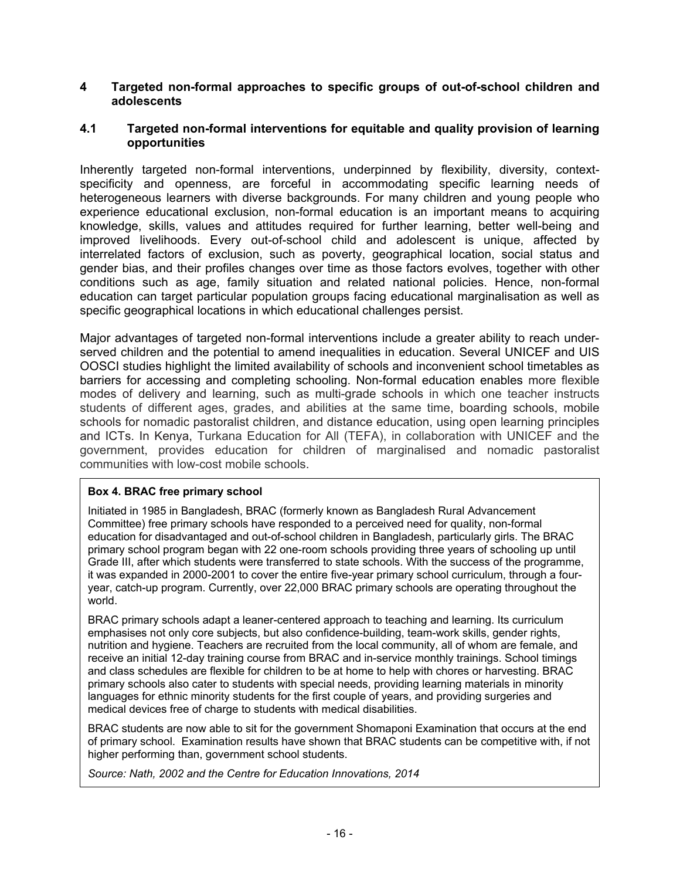## 4 Targeted non-formal approaches to specific groups of out-of-school children and adolescents

### 4.1 Targeted non-formal interventions for equitable and quality provision of learning opportunities

Inherently targeted non-formal interventions, underpinned by flexibility, diversity, context-specificity and openness, are forceful in accommodating specific learning needs of heterogeneous learners with diverse backgrounds. For many children and young people who experience educational exclusion, non-formal education is an important means to acquiring knowledge, skills, values and attitudes required for further learning, better well-being and improved livelihoods. Every out-of-school child and adolescent is unique, affected by interrelated factors of exclusion, such as poverty, geographical location, social status and gender bias, and their profiles changes over time as those factors evolves, together with other conditions such as age, family situation and related national policies. Hence, non-formal education can target particular population groups facing educational marginalisation as well as specific geographical locations in which educational challenges persist.

Major advantages of targeted non-formal interventions include a greater ability to reach under-served children and the potential to amend inequalities in education. Several UNICEF and UIS OOSCI studies highlight the limited availability of schools and inconvenient school timetables as barriers for accessing and completing schooling. Non-formal education enables more flexible modes of delivery and learning, such as multi-grade schools in which one teacher instructs students of different ages, grades, and abilities at the same time, boarding schools, mobile schools for nomadic pastoralist children, and distance education, using open learning principles and ICTs. In Kenya, Turkana Education for All (TEFA), in collaboration with UNICEF and the government, provides education for children of marginalised and nomadic pastoralist communities with low-cost mobile schools.

**Box 4. BRAC free primary school**

Initiated in 1985 in Bangladesh, BRAC (formerly known as Bangladesh Rural Advancement Committee) free primary schools have responded to a perceived need for quality, non-formal education for disadvantaged and out-of-school children in Bangladesh, particularly girls. The BRAC primary school program began with 22 one-room schools providing three years of schooling up until Grade III, after which students were transferred to state schools. With the success of the programme, it was expanded in 2000-2001 to cover the entire five-year primary school curriculum, through a four-year, catch-up program. Currently, over 22,000 BRAC primary schools are operating throughout the world.

BRAC primary schools adapt a leaner-centered approach to teaching and learning. Its curriculum emphasises not only core subjects, but also confidence-building, team-work skills, gender rights, nutrition and hygiene. Teachers are recruited from the local community, all of whom are female, and receive an initial 12-day training course from BRAC and in-service monthly trainings. School timings and class schedules are flexible for children to be at home to help with chores or harvesting. BRAC primary schools also cater to students with special needs, providing learning materials in minority languages for ethnic minority students for the first couple of years, and providing surgeries and medical devices free of charge to students with medical disabilities.

BRAC students are now able to sit for the government Shomaponi Examination that occurs at the end of primary school. Examination results have shown that BRAC students can be competitive with, if not higher performing than, government school students.

*Source: Nath, 2002 and the Centre for Education Innovations, 2014*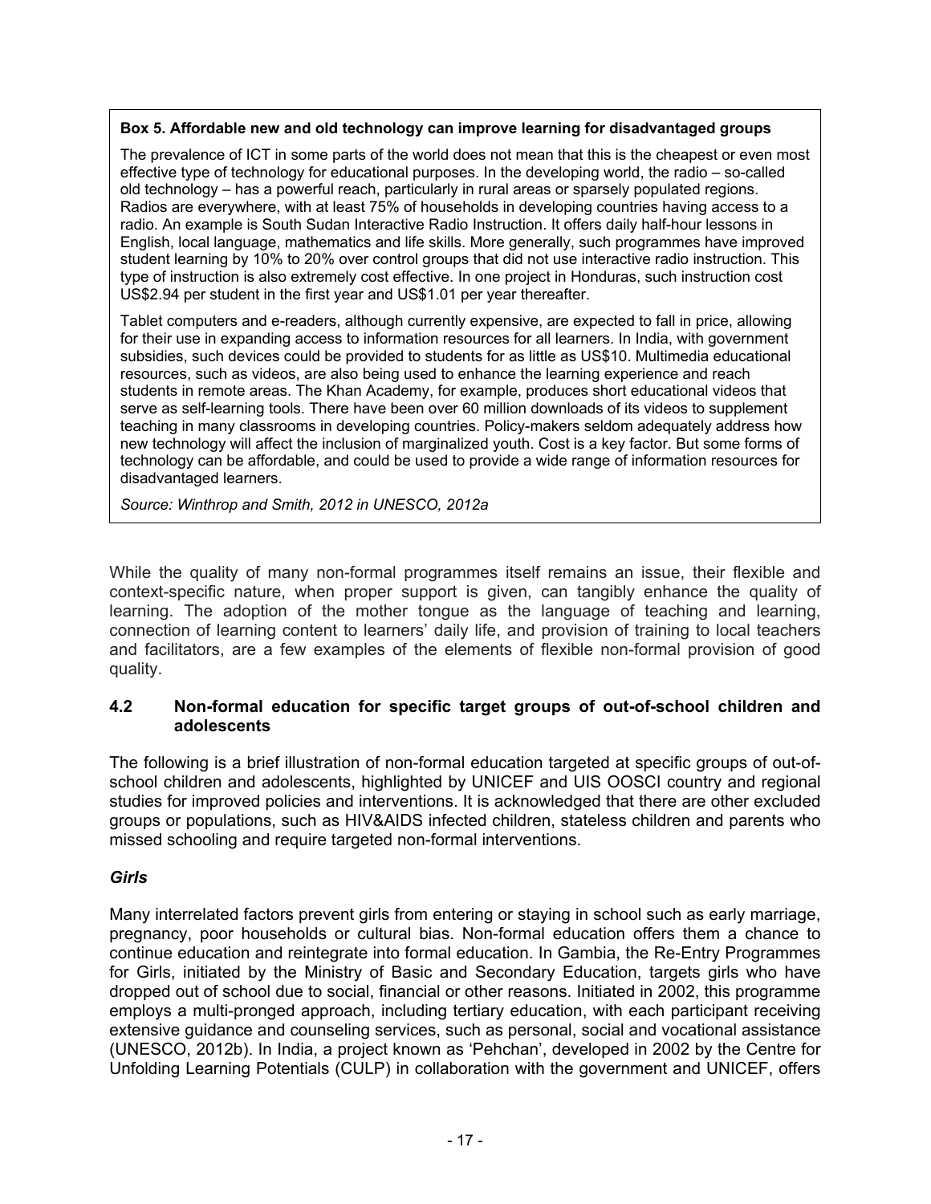**Box 5. Affordable new and old technology can improve learning for disadvantaged groups**

The prevalence of ICT in some parts of the world does not mean that this is the cheapest or even most effective type of technology for educational purposes. In the developing world, the radio – so-called old technology – has a powerful reach, particularly in rural areas or sparsely populated regions. Radios are everywhere, with at least 75% of households in developing countries having access to a radio. An example is South Sudan Interactive Radio Instruction. It offers daily half-hour lessons in English, local language, mathematics and life skills. More generally, such programmes have improved student learning by 10% to 20% over control groups that did not use interactive radio instruction. This type of instruction is also extremely cost effective. In one project in Honduras, such instruction cost US$2.94 per student in the first year and US$1.01 per year thereafter.

Tablet computers and e-readers, although currently expensive, are expected to fall in price, allowing for their use in expanding access to information resources for all learners. In India, with government subsidies, such devices could be provided to students for as little as US$10. Multimedia educational resources, such as videos, are also being used to enhance the learning experience and reach students in remote areas. The Khan Academy, for example, produces short educational videos that serve as self-learning tools. There have been over 60 million downloads of its videos to supplement teaching in many classrooms in developing countries. Policy-makers seldom adequately address how new technology will affect the inclusion of marginalized youth. Cost is a key factor. But some forms of technology can be affordable, and could be used to provide a wide range of information resources for disadvantaged learners.

*Source: Winthrop and Smith, 2012 in UNESCO, 2012a*

While the quality of many non-formal programmes itself remains an issue, their flexible and context-specific nature, when proper support is given, can tangibly enhance the quality of learning. The adoption of the mother tongue as the language of teaching and learning, connection of learning content to learners' daily life, and provision of training to local teachers and facilitators, are a few examples of the elements of flexible non-formal provision of good quality.

### 4.2 Non-formal education for specific target groups of out-of-school children and adolescents

The following is a brief illustration of non-formal education targeted at specific groups of out-of-school children and adolescents, highlighted by UNICEF and UIS OOSCI country and regional studies for improved policies and interventions. It is acknowledged that there are other excluded groups or populations, such as HIV&AIDS infected children, stateless children and parents who missed schooling and require targeted non-formal interventions.

#### *Girls*

Many interrelated factors prevent girls from entering or staying in school such as early marriage, pregnancy, poor households or cultural bias. Non-formal education offers them a chance to continue education and reintegrate into formal education. In Gambia, the Re-Entry Programmes for Girls, initiated by the Ministry of Basic and Secondary Education, targets girls who have dropped out of school due to social, financial or other reasons. Initiated in 2002, this programme employs a multi-pronged approach, including tertiary education, with each participant receiving extensive guidance and counseling services, such as personal, social and vocational assistance (UNESCO, 2012b). In India, a project known as 'Pehchan', developed in 2002 by the Centre for Unfolding Learning Potentials (CULP) in collaboration with the government and UNICEF, offers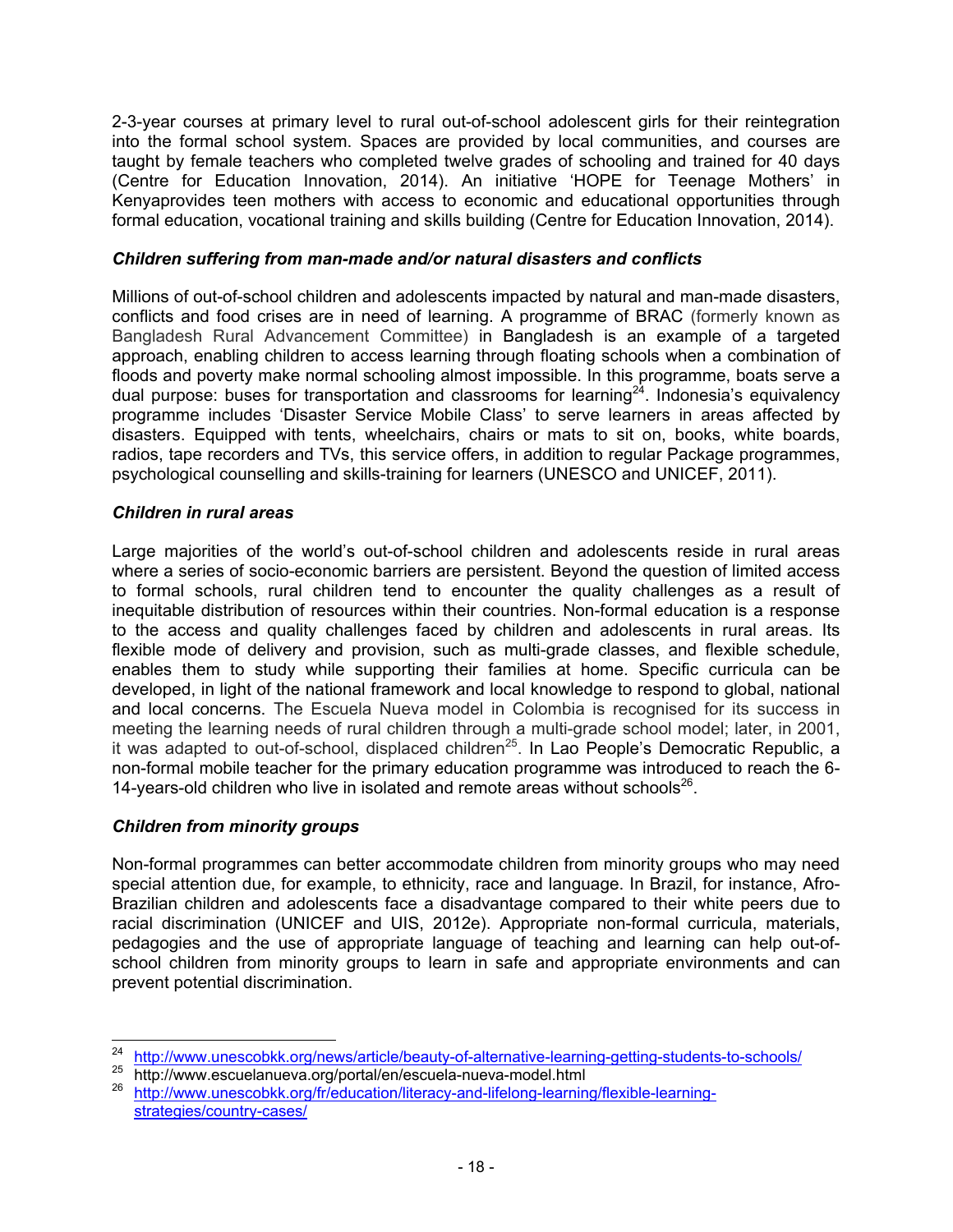2-3-year courses at primary level to rural out-of-school adolescent girls for their reintegration into the formal school system. Spaces are provided by local communities, and courses are taught by female teachers who completed twelve grades of schooling and trained for 40 days (Centre for Education Innovation, 2014). An initiative 'HOPE for Teenage Mothers' in Kenyaprovides teen mothers with access to economic and educational opportunities through formal education, vocational training and skills building (Centre for Education Innovation, 2014).

***Children suffering from man-made and/or natural disasters and conflicts***

Millions of out-of-school children and adolescents impacted by natural and man-made disasters, conflicts and food crises are in need of learning. A programme of BRAC (formerly known as Bangladesh Rural Advancement Committee) in Bangladesh is an example of a targeted approach, enabling children to access learning through floating schools when a combination of floods and poverty make normal schooling almost impossible. In this programme, boats serve a dual purpose: buses for transportation and classrooms for learning[24]. Indonesia's equivalency programme includes 'Disaster Service Mobile Class' to serve learners in areas affected by disasters. Equipped with tents, wheelchairs, chairs or mats to sit on, books, white boards, radios, tape recorders and TVs, this service offers, in addition to regular Package programmes, psychological counselling and skills-training for learners (UNESCO and UNICEF, 2011).

***Children in rural areas***

Large majorities of the world's out-of-school children and adolescents reside in rural areas where a series of socio-economic barriers are persistent. Beyond the question of limited access to formal schools, rural children tend to encounter the quality challenges as a result of inequitable distribution of resources within their countries. Non-formal education is a response to the access and quality challenges faced by children and adolescents in rural areas. Its flexible mode of delivery and provision, such as multi-grade classes, and flexible schedule, enables them to study while supporting their families at home. Specific curricula can be developed, in light of the national framework and local knowledge to respond to global, national and local concerns. The Escuela Nueva model in Colombia is recognised for its success in meeting the learning needs of rural children through a multi-grade school model; later, in 2001, it was adapted to out-of-school, displaced children[25]. In Lao People's Democratic Republic, a non-formal mobile teacher for the primary education programme was introduced to reach the 6-14-years-old children who live in isolated and remote areas without schools[26].

***Children from minority groups***

Non-formal programmes can better accommodate children from minority groups who may need special attention due, for example, to ethnicity, race and language. In Brazil, for instance, Afro-Brazilian children and adolescents face a disadvantage compared to their white peers due to racial discrimination (UNICEF and UIS, 2012e). Appropriate non-formal curricula, materials, pedagogies and the use of appropriate language of teaching and learning can help out-of-school children from minority groups to learn in safe and appropriate environments and can prevent potential discrimination.

---

[24] http://www.unescobkk.org/news/article/beauty-of-alternative-learning-getting-students-to-schools/

[25] http://www.escuelanueva.org/portal/en/escuela-nueva-model.html

[26] http://www.unescobkk.org/fr/education/literacy-and-lifelong-learning/flexible-learning-strategies/country-cases/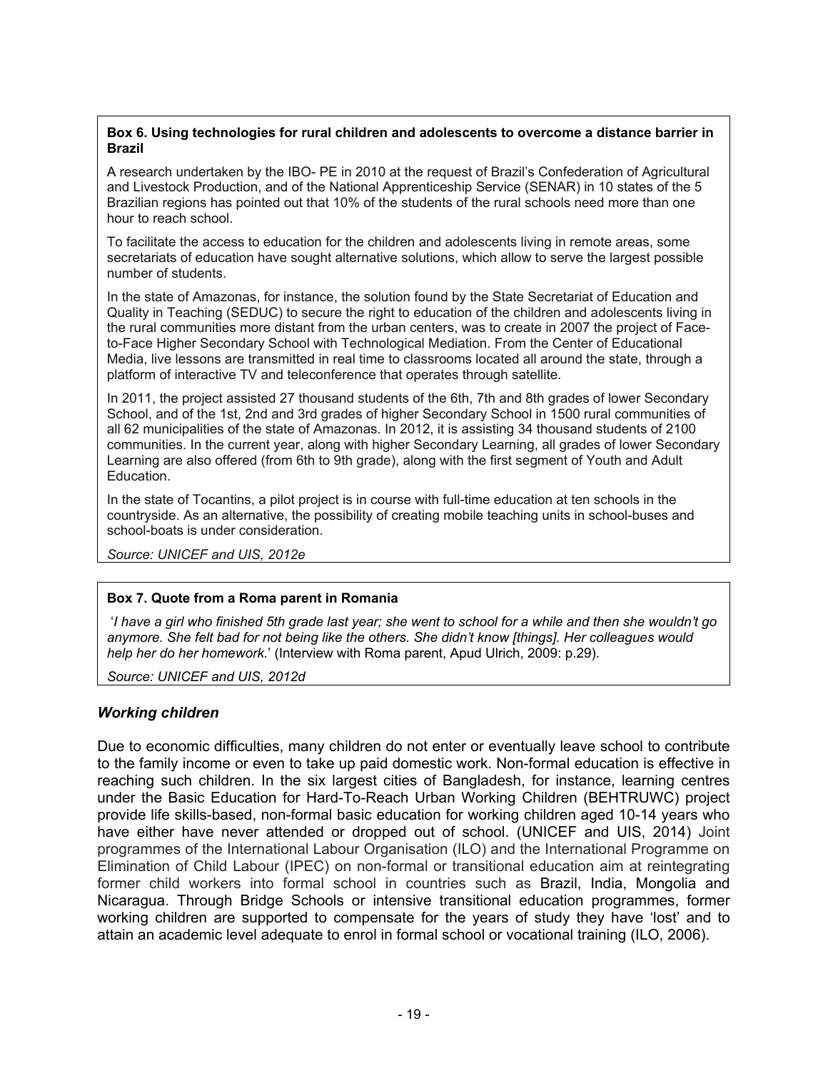**Box 6. Using technologies for rural children and adolescents to overcome a distance barrier in Brazil**

A research undertaken by the IBO- PE in 2010 at the request of Brazil's Confederation of Agricultural and Livestock Production, and of the National Apprenticeship Service (SENAR) in 10 states of the 5 Brazilian regions has pointed out that 10% of the students of the rural schools need more than one hour to reach school.

To facilitate the access to education for the children and adolescents living in remote areas, some secretariats of education have sought alternative solutions, which allow to serve the largest possible number of students.

In the state of Amazonas, for instance, the solution found by the State Secretariat of Education and Quality in Teaching (SEDUC) to secure the right to education of the children and adolescents living in the rural communities more distant from the urban centers, was to create in 2007 the project of Face-to-Face Higher Secondary School with Technological Mediation. From the Center of Educational Media, live lessons are transmitted in real time to classrooms located all around the state, through a platform of interactive TV and teleconference that operates through satellite.

In 2011, the project assisted 27 thousand students of the 6th, 7th and 8th grades of lower Secondary School, and of the 1st, 2nd and 3rd grades of higher Secondary School in 1500 rural communities of all 62 municipalities of the state of Amazonas. In 2012, it is assisting 34 thousand students of 2100 communities. In the current year, along with higher Secondary Learning, all grades of lower Secondary Learning are also offered (from 6th to 9th grade), along with the first segment of Youth and Adult Education.

In the state of Tocantins, a pilot project is in course with full-time education at ten schools in the countryside. As an alternative, the possibility of creating mobile teaching units in school-buses and school-boats is under consideration.

*Source: UNICEF and UIS, 2012e*

**Box 7. Quote from a Roma parent in Romania**

'*I have a girl who finished 5th grade last year; she went to school for a while and then she wouldn't go anymore. She felt bad for not being like the others. She didn't know [things]. Her colleagues would help her do her homework.*' (Interview with Roma parent, Apud Ulrich, 2009: p.29).

*Source: UNICEF and UIS, 2012d*

### *Working children*

Due to economic difficulties, many children do not enter or eventually leave school to contribute to the family income or even to take up paid domestic work. Non-formal education is effective in reaching such children. In the six largest cities of Bangladesh, for instance, learning centres under the Basic Education for Hard-To-Reach Urban Working Children (BEHTRUWC) project provide life skills-based, non-formal basic education for working children aged 10-14 years who have either have never attended or dropped out of school. (UNICEF and UIS, 2014) Joint programmes of the International Labour Organisation (ILO) and the International Programme on Elimination of Child Labour (IPEC) on non-formal or transitional education aim at reintegrating former child workers into formal school in countries such as Brazil, India, Mongolia and Nicaragua. Through Bridge Schools or intensive transitional education programmes, former working children are supported to compensate for the years of study they have 'lost' and to attain an academic level adequate to enrol in formal school or vocational training (ILO, 2006).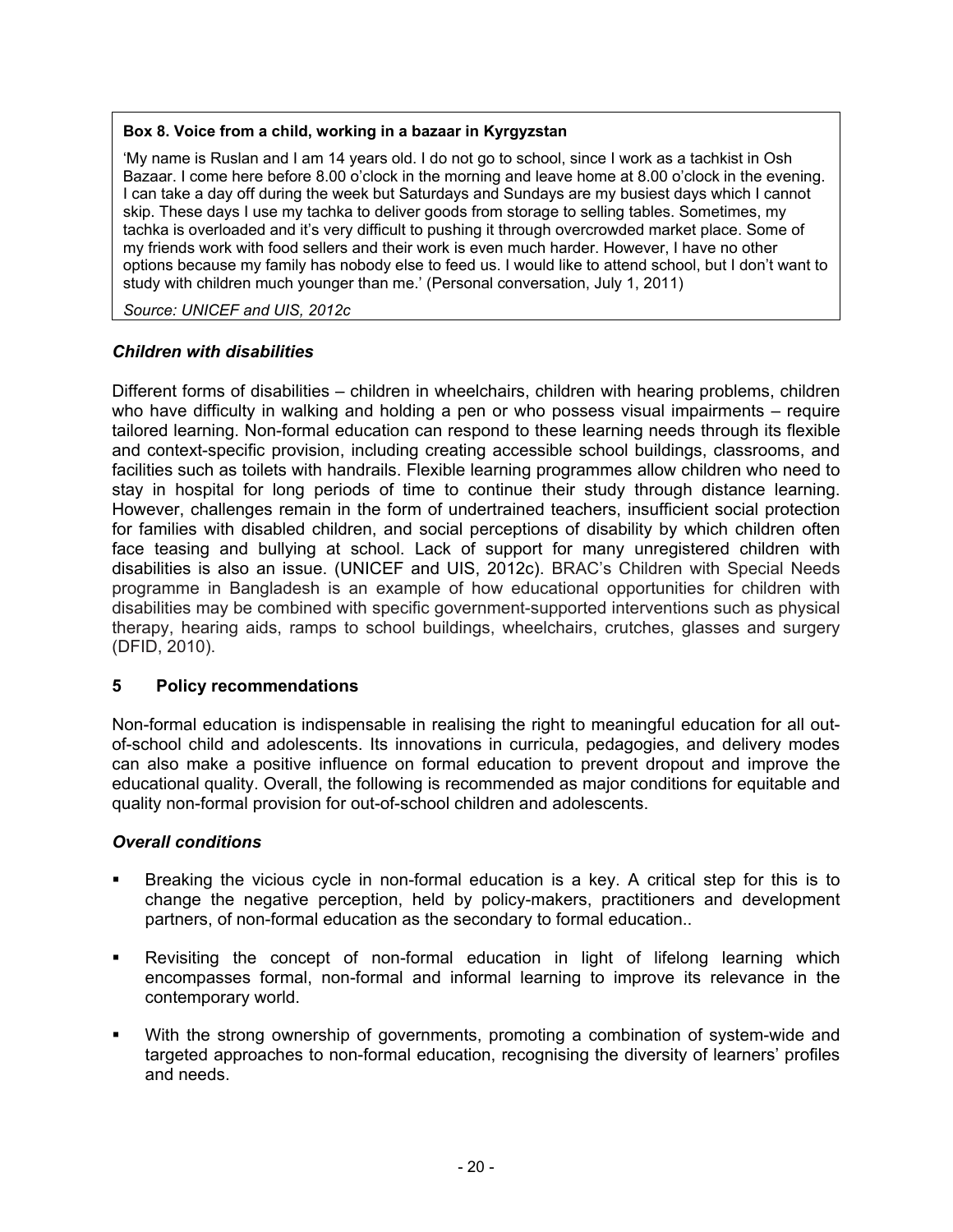**Box 8. Voice from a child, working in a bazaar in Kyrgyzstan**

'My name is Ruslan and I am 14 years old. I do not go to school, since I work as a tachkist in Osh Bazaar. I come here before 8.00 o'clock in the morning and leave home at 8.00 o'clock in the evening. I can take a day off during the week but Saturdays and Sundays are my busiest days which I cannot skip. These days I use my tachka to deliver goods from storage to selling tables. Sometimes, my tachka is overloaded and it's very difficult to pushing it through overcrowded market place. Some of my friends work with food sellers and their work is even much harder. However, I have no other options because my family has nobody else to feed us. I would like to attend school, but I don't want to study with children much younger than me.' (Personal conversation, July 1, 2011)

*Source: UNICEF and UIS, 2012c*

### *Children with disabilities*

Different forms of disabilities – children in wheelchairs, children with hearing problems, children who have difficulty in walking and holding a pen or who possess visual impairments – require tailored learning. Non-formal education can respond to these learning needs through its flexible and context-specific provision, including creating accessible school buildings, classrooms, and facilities such as toilets with handrails. Flexible learning programmes allow children who need to stay in hospital for long periods of time to continue their study through distance learning. However, challenges remain in the form of undertrained teachers, insufficient social protection for families with disabled children, and social perceptions of disability by which children often face teasing and bullying at school. Lack of support for many unregistered children with disabilities is also an issue. (UNICEF and UIS, 2012c). BRAC's Children with Special Needs programme in Bangladesh is an example of how educational opportunities for children with disabilities may be combined with specific government-supported interventions such as physical therapy, hearing aids, ramps to school buildings, wheelchairs, crutches, glasses and surgery (DFID, 2010).

## 5 Policy recommendations

Non-formal education is indispensable in realising the right to meaningful education for all out-of-school child and adolescents. Its innovations in curricula, pedagogies, and delivery modes can also make a positive influence on formal education to prevent dropout and improve the educational quality. Overall, the following is recommended as major conditions for equitable and quality non-formal provision for out-of-school children and adolescents.

### *Overall conditions*

- Breaking the vicious cycle in non-formal education is a key. A critical step for this is to change the negative perception, held by policy-makers, practitioners and development partners, of non-formal education as the secondary to formal education..
- Revisiting the concept of non-formal education in light of lifelong learning which encompasses formal, non-formal and informal learning to improve its relevance in the contemporary world.
- With the strong ownership of governments, promoting a combination of system-wide and targeted approaches to non-formal education, recognising the diversity of learners' profiles and needs.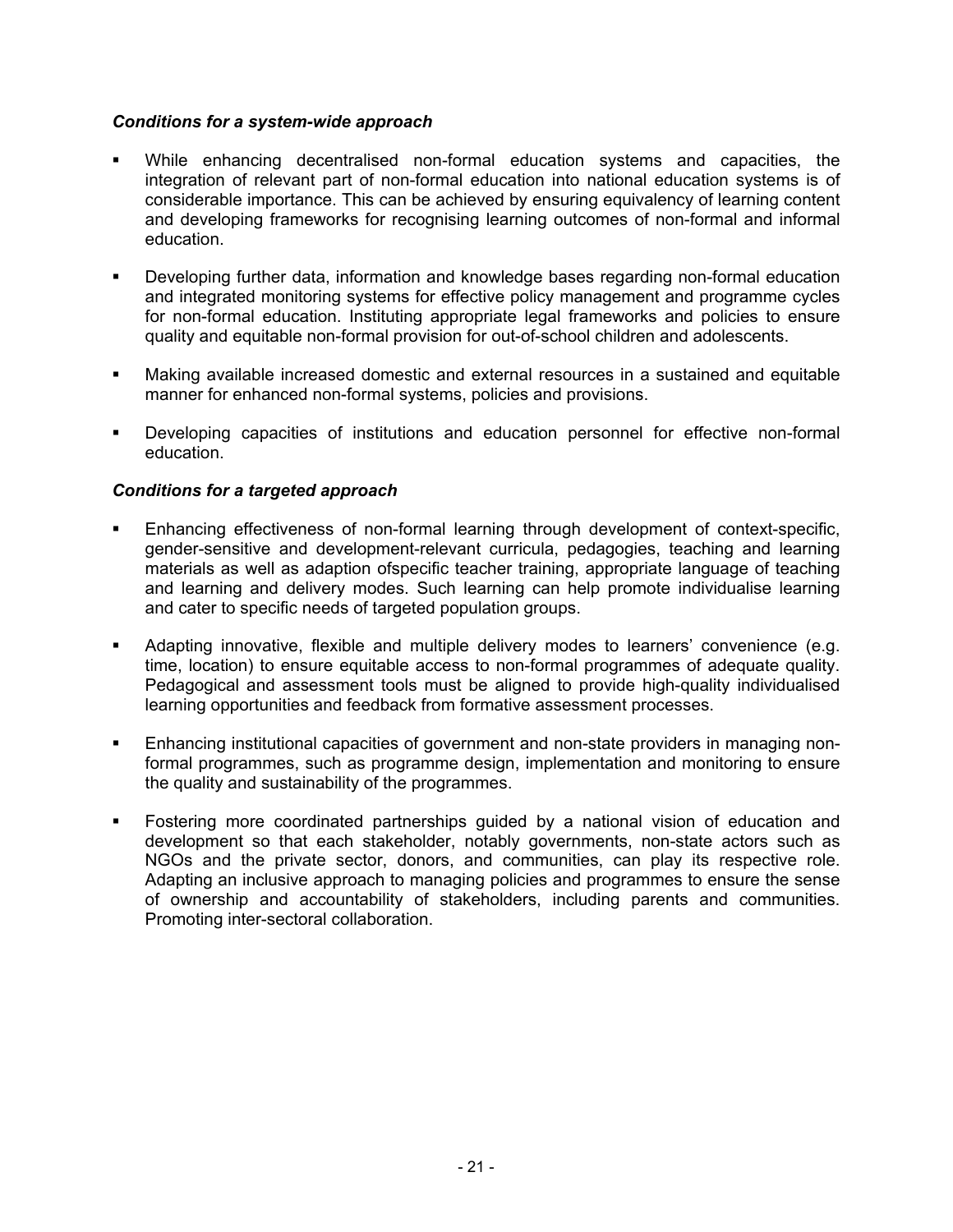### *Conditions for a system-wide approach*

- While enhancing decentralised non-formal education systems and capacities, the integration of relevant part of non-formal education into national education systems is of considerable importance. This can be achieved by ensuring equivalency of learning content and developing frameworks for recognising learning outcomes of non-formal and informal education.
- Developing further data, information and knowledge bases regarding non-formal education and integrated monitoring systems for effective policy management and programme cycles for non-formal education. Instituting appropriate legal frameworks and policies to ensure quality and equitable non-formal provision for out-of-school children and adolescents.
- Making available increased domestic and external resources in a sustained and equitable manner for enhanced non-formal systems, policies and provisions.
- Developing capacities of institutions and education personnel for effective non-formal education.

### *Conditions for a targeted approach*

- Enhancing effectiveness of non-formal learning through development of context-specific, gender-sensitive and development-relevant curricula, pedagogies, teaching and learning materials as well as adaption ofspecific teacher training, appropriate language of teaching and learning and delivery modes. Such learning can help promote individualise learning and cater to specific needs of targeted population groups.
- Adapting innovative, flexible and multiple delivery modes to learners' convenience (e.g. time, location) to ensure equitable access to non-formal programmes of adequate quality. Pedagogical and assessment tools must be aligned to provide high-quality individualised learning opportunities and feedback from formative assessment processes.
- Enhancing institutional capacities of government and non-state providers in managing non-formal programmes, such as programme design, implementation and monitoring to ensure the quality and sustainability of the programmes.
- Fostering more coordinated partnerships guided by a national vision of education and development so that each stakeholder, notably governments, non-state actors such as NGOs and the private sector, donors, and communities, can play its respective role. Adapting an inclusive approach to managing policies and programmes to ensure the sense of ownership and accountability of stakeholders, including parents and communities. Promoting inter-sectoral collaboration.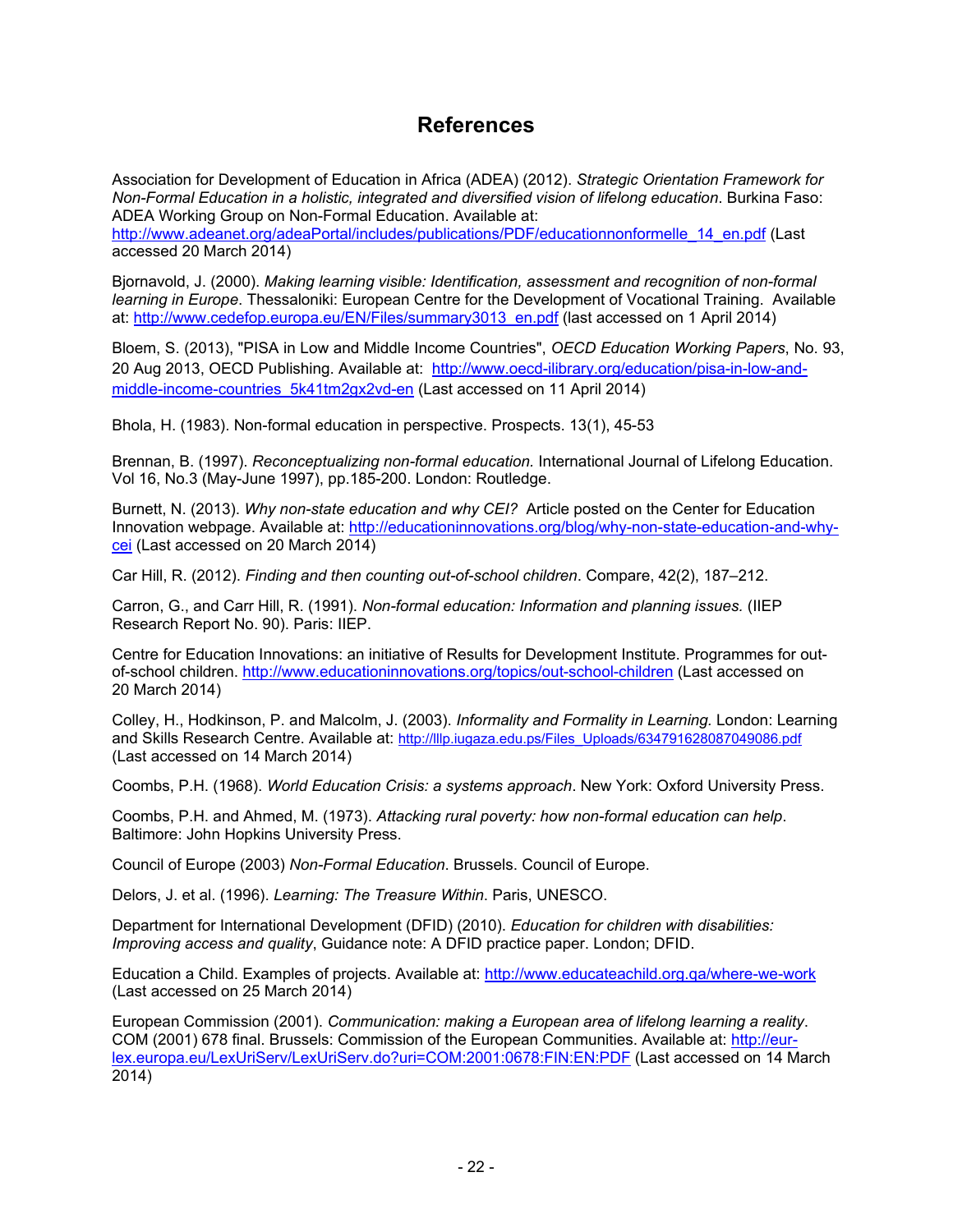# References

Association for Development of Education in Africa (ADEA) (2012). *Strategic Orientation Framework for Non-Formal Education in a holistic, integrated and diversified vision of lifelong education*. Burkina Faso: ADEA Working Group on Non-Formal Education. Available at: http://www.adeanet.org/adeaPortal/includes/publications/PDF/educationnonformelle_14_en.pdf (Last accessed 20 March 2014)

Bjornavold, J. (2000). *Making learning visible: Identification, assessment and recognition of non-formal learning in Europe*. Thessaloniki: European Centre for the Development of Vocational Training. Available at: http://www.cedefop.europa.eu/EN/Files/summary3013_en.pdf (last accessed on 1 April 2014)

Bloem, S. (2013), "PISA in Low and Middle Income Countries", *OECD Education Working Papers*, No. 93, 20 Aug 2013, OECD Publishing. Available at: http://www.oecd-ilibrary.org/education/pisa-in-low-and-middle-income-countries_5k41tm2gx2vd-en (Last accessed on 11 April 2014)

Bhola, H. (1983). Non-formal education in perspective. Prospects. 13(1), 45-53

Brennan, B. (1997). *Reconceptualizing non-formal education.* International Journal of Lifelong Education. Vol 16, No.3 (May-June 1997), pp.185-200. London: Routledge.

Burnett, N. (2013). *Why non-state education and why CEI?* Article posted on the Center for Education Innovation webpage. Available at: http://educationinnovations.org/blog/why-non-state-education-and-why-cei (Last accessed on 20 March 2014)

Car Hill, R. (2012). *Finding and then counting out-of-school children*. Compare, 42(2), 187–212.

Carron, G., and Carr Hill, R. (1991). *Non-formal education: Information and planning issues.* (IIEP Research Report No. 90). Paris: IIEP.

Centre for Education Innovations: an initiative of Results for Development Institute. Programmes for out-of-school children. http://www.educationinnovations.org/topics/out-school-children (Last accessed on 20 March 2014)

Colley, H., Hodkinson, P. and Malcolm, J. (2003). *Informality and Formality in Learning.* London: Learning and Skills Research Centre. Available at: http://lllp.iugaza.edu.ps/Files_Uploads/634791628087049086.pdf (Last accessed on 14 March 2014)

Coombs, P.H. (1968). *World Education Crisis: a systems approach*. New York: Oxford University Press.

Coombs, P.H. and Ahmed, M. (1973). *Attacking rural poverty: how non-formal education can help*. Baltimore: John Hopkins University Press.

Council of Europe (2003) *Non-Formal Education*. Brussels. Council of Europe.

Delors, J. et al. (1996). *Learning: The Treasure Within*. Paris, UNESCO.

Department for International Development (DFID) (2010). *Education for children with disabilities: Improving access and quality*, Guidance note: A DFID practice paper. London; DFID.

Education a Child. Examples of projects. Available at: http://www.educateachild.org.qa/where-we-work (Last accessed on 25 March 2014)

European Commission (2001). *Communication: making a European area of lifelong learning a reality*. COM (2001) 678 final. Brussels: Commission of the European Communities. Available at: http://eur-lex.europa.eu/LexUriServ/LexUriServ.do?uri=COM:2001:0678:FIN:EN:PDF (Last accessed on 14 March 2014)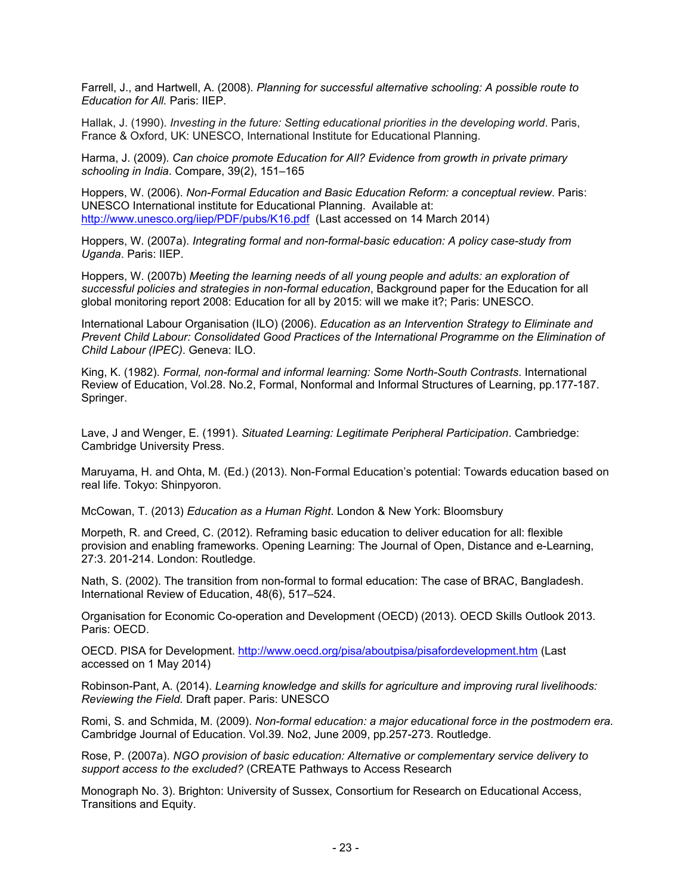Farrell, J., and Hartwell, A. (2008). *Planning for successful alternative schooling: A possible route to Education for All.* Paris: IIEP.

Hallak, J. (1990). *Investing in the future: Setting educational priorities in the developing world*. Paris, France & Oxford, UK: UNESCO, International Institute for Educational Planning.

Harma, J. (2009). *Can choice promote Education for All? Evidence from growth in private primary schooling in India*. Compare, 39(2), 151–165

Hoppers, W. (2006). *Non-Formal Education and Basic Education Reform: a conceptual review*. Paris: UNESCO International institute for Educational Planning. Available at: http://www.unesco.org/iiep/PDF/pubs/K16.pdf (Last accessed on 14 March 2014)

Hoppers, W. (2007a). *Integrating formal and non-formal-basic education: A policy case-study from Uganda*. Paris: IIEP.

Hoppers, W. (2007b) *Meeting the learning needs of all young people and adults: an exploration of successful policies and strategies in non-formal education*, Background paper for the Education for all global monitoring report 2008: Education for all by 2015: will we make it?; Paris: UNESCO.

International Labour Organisation (ILO) (2006). *Education as an Intervention Strategy to Eliminate and Prevent Child Labour: Consolidated Good Practices of the International Programme on the Elimination of Child Labour (IPEC)*. Geneva: ILO.

King, K. (1982). *Formal, non-formal and informal learning: Some North-South Contrasts*. International Review of Education, Vol.28. No.2, Formal, Nonformal and Informal Structures of Learning, pp.177-187. Springer.

Lave, J and Wenger, E. (1991). *Situated Learning: Legitimate Peripheral Participation*. Cambriedge: Cambridge University Press.

Maruyama, H. and Ohta, M. (Ed.) (2013). Non-Formal Education's potential: Towards education based on real life. Tokyo: Shinpyoron.

McCowan, T. (2013) *Education as a Human Right*. London & New York: Bloomsbury

Morpeth, R. and Creed, C. (2012). Reframing basic education to deliver education for all: flexible provision and enabling frameworks. Opening Learning: The Journal of Open, Distance and e-Learning, 27:3. 201-214. London: Routledge.

Nath, S. (2002). The transition from non-formal to formal education: The case of BRAC, Bangladesh. International Review of Education, 48(6), 517–524.

Organisation for Economic Co-operation and Development (OECD) (2013). OECD Skills Outlook 2013. Paris: OECD.

OECD. PISA for Development. http://www.oecd.org/pisa/aboutpisa/pisafordevelopment.htm (Last accessed on 1 May 2014)

Robinson-Pant, A. (2014). *Learning knowledge and skills for agriculture and improving rural livelihoods: Reviewing the Field.* Draft paper. Paris: UNESCO

Romi, S. and Schmida, M. (2009). *Non-formal education: a major educational force in the postmodern era*. Cambridge Journal of Education. Vol.39. No2, June 2009, pp.257-273. Routledge.

Rose, P. (2007a). *NGO provision of basic education: Alternative or complementary service delivery to support access to the excluded?* (CREATE Pathways to Access Research

Monograph No. 3). Brighton: University of Sussex, Consortium for Research on Educational Access, Transitions and Equity.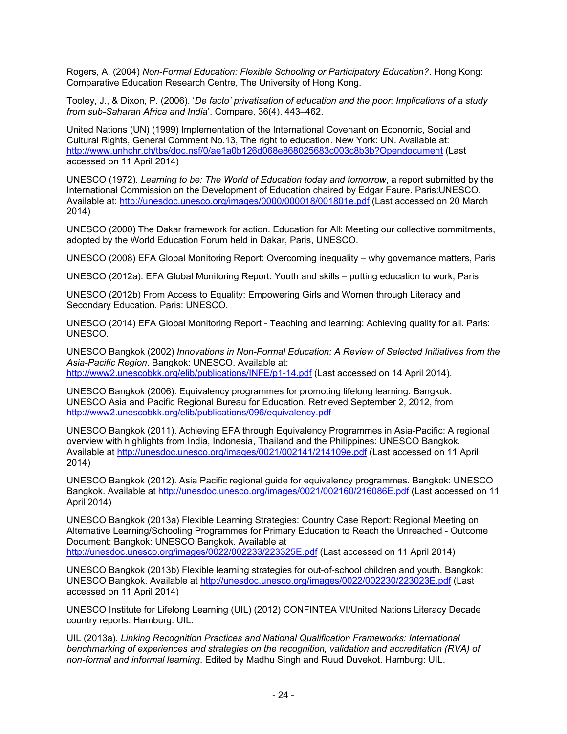Rogers, A. (2004) *Non-Formal Education: Flexible Schooling or Participatory Education?*. Hong Kong: Comparative Education Research Centre, The University of Hong Kong.

Tooley, J., & Dixon, P. (2006). '*De facto' privatisation of education and the poor: Implications of a study from sub-Saharan Africa and India*'. Compare, 36(4), 443–462.

United Nations (UN) (1999) Implementation of the International Covenant on Economic, Social and Cultural Rights, General Comment No.13, The right to education. New York: UN. Available at: http://www.unhchr.ch/tbs/doc.nsf/0/ae1a0b126d068e868025683c003c8b3b?Opendocument (Last accessed on 11 April 2014)

UNESCO (1972). *Learning to be: The World of Education today and tomorrow*, a report submitted by the International Commission on the Development of Education chaired by Edgar Faure. Paris:UNESCO. Available at: http://unesdoc.unesco.org/images/0000/000018/001801e.pdf (Last accessed on 20 March 2014)

UNESCO (2000) The Dakar framework for action. Education for All: Meeting our collective commitments, adopted by the World Education Forum held in Dakar, Paris, UNESCO.

UNESCO (2008) EFA Global Monitoring Report: Overcoming inequality – why governance matters, Paris

UNESCO (2012a). EFA Global Monitoring Report: Youth and skills – putting education to work, Paris

UNESCO (2012b) From Access to Equality: Empowering Girls and Women through Literacy and Secondary Education. Paris: UNESCO.

UNESCO (2014) EFA Global Monitoring Report - Teaching and learning: Achieving quality for all. Paris: UNESCO.

UNESCO Bangkok (2002) *Innovations in Non-Formal Education: A Review of Selected Initiatives from the Asia-Pacific Region*. Bangkok: UNESCO. Available at: http://www2.unescobkk.org/elib/publications/INFE/p1-14.pdf (Last accessed on 14 April 2014).

UNESCO Bangkok (2006). Equivalency programmes for promoting lifelong learning. Bangkok: UNESCO Asia and Pacific Regional Bureau for Education. Retrieved September 2, 2012, from http://www2.unescobkk.org/elib/publications/096/equivalency.pdf

UNESCO Bangkok (2011). Achieving EFA through Equivalency Programmes in Asia-Pacific: A regional overview with highlights from India, Indonesia, Thailand and the Philippines: UNESCO Bangkok. Available at http://unesdoc.unesco.org/images/0021/002141/214109e.pdf (Last accessed on 11 April 2014)

UNESCO Bangkok (2012). Asia Pacific regional guide for equivalency programmes. Bangkok: UNESCO Bangkok. Available at http://unesdoc.unesco.org/images/0021/002160/216086E.pdf (Last accessed on 11 April 2014)

UNESCO Bangkok (2013a) Flexible Learning Strategies: Country Case Report: Regional Meeting on Alternative Learning/Schooling Programmes for Primary Education to Reach the Unreached - Outcome Document: Bangkok: UNESCO Bangkok. Available at http://unesdoc.unesco.org/images/0022/002233/223325E.pdf (Last accessed on 11 April 2014)

UNESCO Bangkok (2013b) Flexible learning strategies for out-of-school children and youth. Bangkok: UNESCO Bangkok. Available at http://unesdoc.unesco.org/images/0022/002230/223023E.pdf (Last accessed on 11 April 2014)

UNESCO Institute for Lifelong Learning (UIL) (2012) CONFINTEA VI/United Nations Literacy Decade country reports. Hamburg: UIL.

UIL (2013a). *Linking Recognition Practices and National Qualification Frameworks: International benchmarking of experiences and strategies on the recognition, validation and accreditation (RVA) of non-formal and informal learning*. Edited by Madhu Singh and Ruud Duvekot. Hamburg: UIL.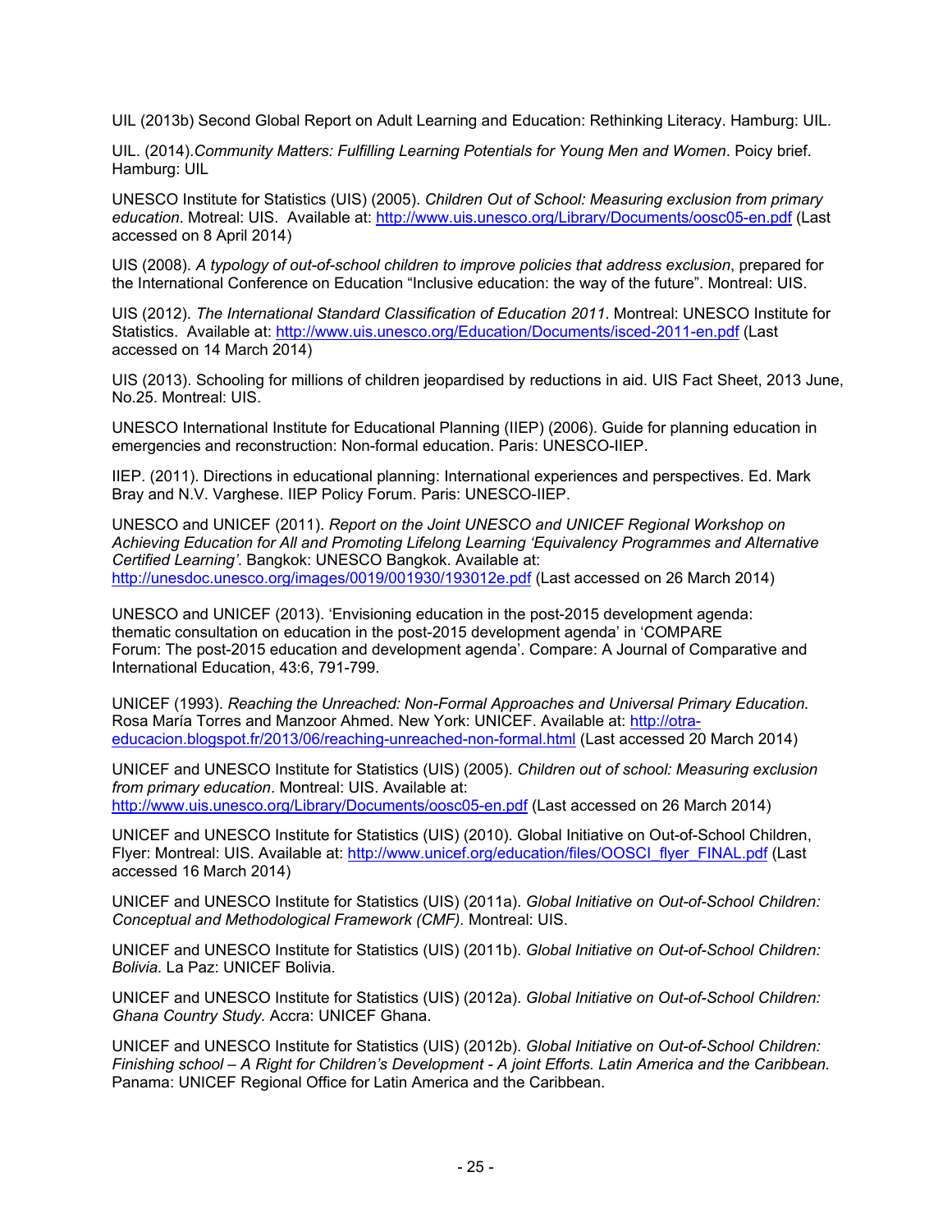UIL (2013b) Second Global Report on Adult Learning and Education: Rethinking Literacy. Hamburg: UIL.

UIL. (2014).*Community Matters: Fulfilling Learning Potentials for Young Men and Women*. Poicy brief. Hamburg: UIL

UNESCO Institute for Statistics (UIS) (2005). *Children Out of School: Measuring exclusion from primary education*. Motreal: UIS. Available at: http://www.uis.unesco.org/Library/Documents/oosc05-en.pdf (Last accessed on 8 April 2014)

UIS (2008). *A typology of out-of-school children to improve policies that address exclusion*, prepared for the International Conference on Education "Inclusive education: the way of the future". Montreal: UIS.

UIS (2012). *The International Standard Classification of Education 2011*. Montreal: UNESCO Institute for Statistics. Available at: http://www.uis.unesco.org/Education/Documents/isced-2011-en.pdf (Last accessed on 14 March 2014)

UIS (2013). Schooling for millions of children jeopardised by reductions in aid. UIS Fact Sheet, 2013 June, No.25. Montreal: UIS.

UNESCO International Institute for Educational Planning (IIEP) (2006). Guide for planning education in emergencies and reconstruction: Non-formal education. Paris: UNESCO-IIEP.

IIEP. (2011). Directions in educational planning: International experiences and perspectives. Ed. Mark Bray and N.V. Varghese. IIEP Policy Forum. Paris: UNESCO-IIEP.

UNESCO and UNICEF (2011). *Report on the Joint UNESCO and UNICEF Regional Workshop on Achieving Education for All and Promoting Lifelong Learning 'Equivalency Programmes and Alternative Certified Learning'*. Bangkok: UNESCO Bangkok. Available at: http://unesdoc.unesco.org/images/0019/001930/193012e.pdf (Last accessed on 26 March 2014)

UNESCO and UNICEF (2013). 'Envisioning education in the post-2015 development agenda: thematic consultation on education in the post-2015 development agenda' in 'COMPARE Forum: The post-2015 education and development agenda'. Compare: A Journal of Comparative and International Education, 43:6, 791-799.

UNICEF (1993). *Reaching the Unreached: Non-Formal Approaches and Universal Primary Education.* Rosa María Torres and Manzoor Ahmed. New York: UNICEF. Available at: http://otra-educacion.blogspot.fr/2013/06/reaching-unreached-non-formal.html (Last accessed 20 March 2014)

UNICEF and UNESCO Institute for Statistics (UIS) (2005). *Children out of school: Measuring exclusion from primary education*. Montreal: UIS. Available at: http://www.uis.unesco.org/Library/Documents/oosc05-en.pdf (Last accessed on 26 March 2014)

UNICEF and UNESCO Institute for Statistics (UIS) (2010). Global Initiative on Out-of-School Children, Flyer: Montreal: UIS. Available at: http://www.unicef.org/education/files/OOSCI_flyer_FINAL.pdf (Last accessed 16 March 2014)

UNICEF and UNESCO Institute for Statistics (UIS) (2011a). *Global Initiative on Out-of-School Children: Conceptual and Methodological Framework (CMF).* Montreal: UIS.

UNICEF and UNESCO Institute for Statistics (UIS) (2011b). *Global Initiative on Out-of-School Children: Bolivia.* La Paz: UNICEF Bolivia.

UNICEF and UNESCO Institute for Statistics (UIS) (2012a). *Global Initiative on Out-of-School Children: Ghana Country Study.* Accra: UNICEF Ghana.

UNICEF and UNESCO Institute for Statistics (UIS) (2012b). *Global Initiative on Out-of-School Children: Finishing school – A Right for Children's Development - A joint Efforts. Latin America and the Caribbean.* Panama: UNICEF Regional Office for Latin America and the Caribbean.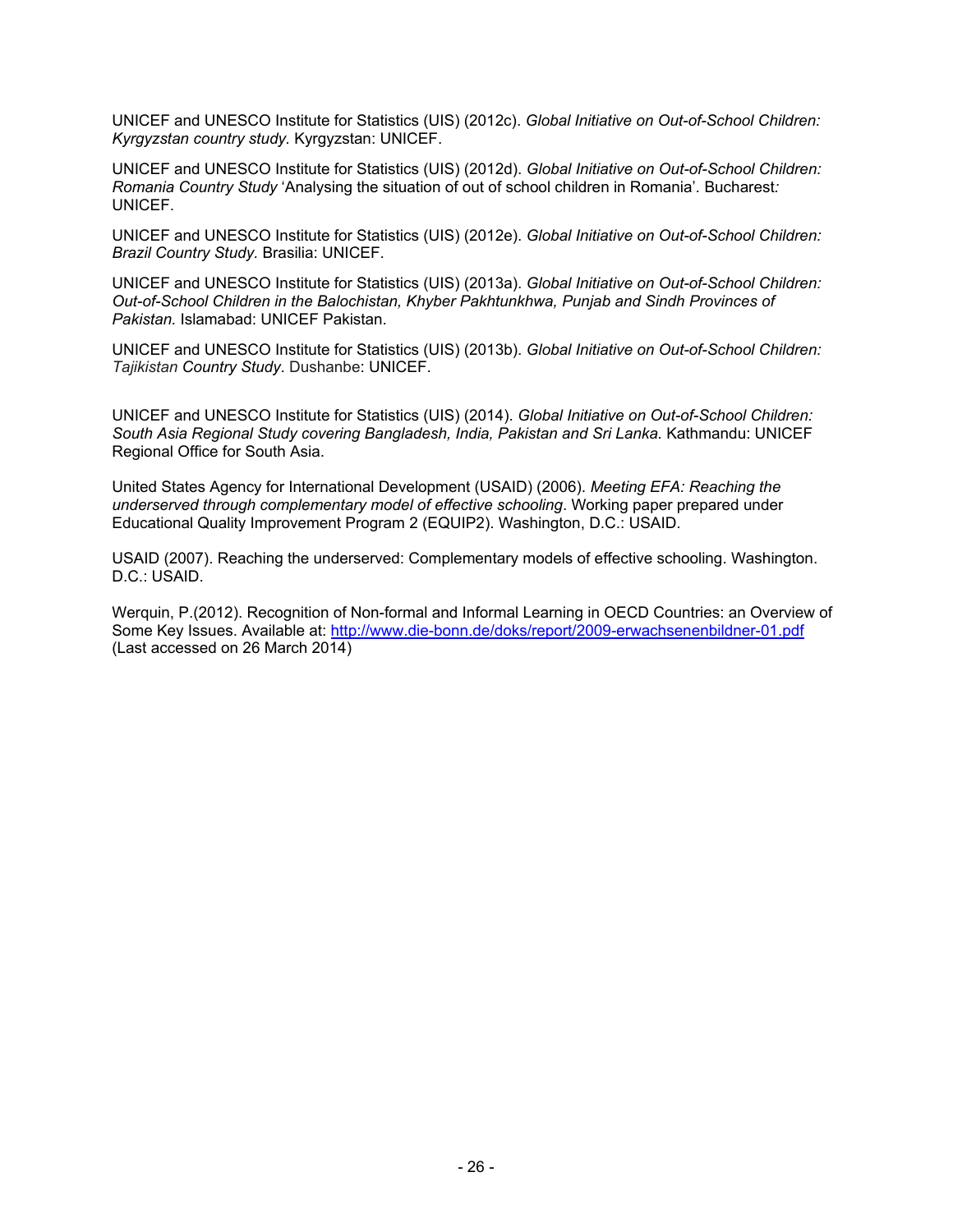UNICEF and UNESCO Institute for Statistics (UIS) (2012c). *Global Initiative on Out-of-School Children: Kyrgyzstan country study.* Kyrgyzstan: UNICEF.

UNICEF and UNESCO Institute for Statistics (UIS) (2012d). *Global Initiative on Out-of-School Children: Romania Country Study* 'Analysing the situation of out of school children in Romania'. Bucharest*:* UNICEF.

UNICEF and UNESCO Institute for Statistics (UIS) (2012e). *Global Initiative on Out-of-School Children: Brazil Country Study.* Brasilia: UNICEF.

UNICEF and UNESCO Institute for Statistics (UIS) (2013a). *Global Initiative on Out-of-School Children: Out-of-School Children in the Balochistan, Khyber Pakhtunkhwa, Punjab and Sindh Provinces of Pakistan.* Islamabad: UNICEF Pakistan.

UNICEF and UNESCO Institute for Statistics (UIS) (2013b). *Global Initiative on Out-of-School Children: Tajikistan Country Study*. Dushanbe: UNICEF.

UNICEF and UNESCO Institute for Statistics (UIS) (2014). *Global Initiative on Out-of-School Children: South Asia Regional Study covering Bangladesh, India, Pakistan and Sri Lanka*. Kathmandu: UNICEF Regional Office for South Asia.

United States Agency for International Development (USAID) (2006). *Meeting EFA: Reaching the underserved through complementary model of effective schooling*. Working paper prepared under Educational Quality Improvement Program 2 (EQUIP2). Washington, D.C.: USAID.

USAID (2007). Reaching the underserved: Complementary models of effective schooling. Washington. D.C.: USAID.

Werquin, P.(2012). Recognition of Non-formal and Informal Learning in OECD Countries: an Overview of Some Key Issues. Available at: http://www.die-bonn.de/doks/report/2009-erwachsenenbildner-01.pdf (Last accessed on 26 March 2014)